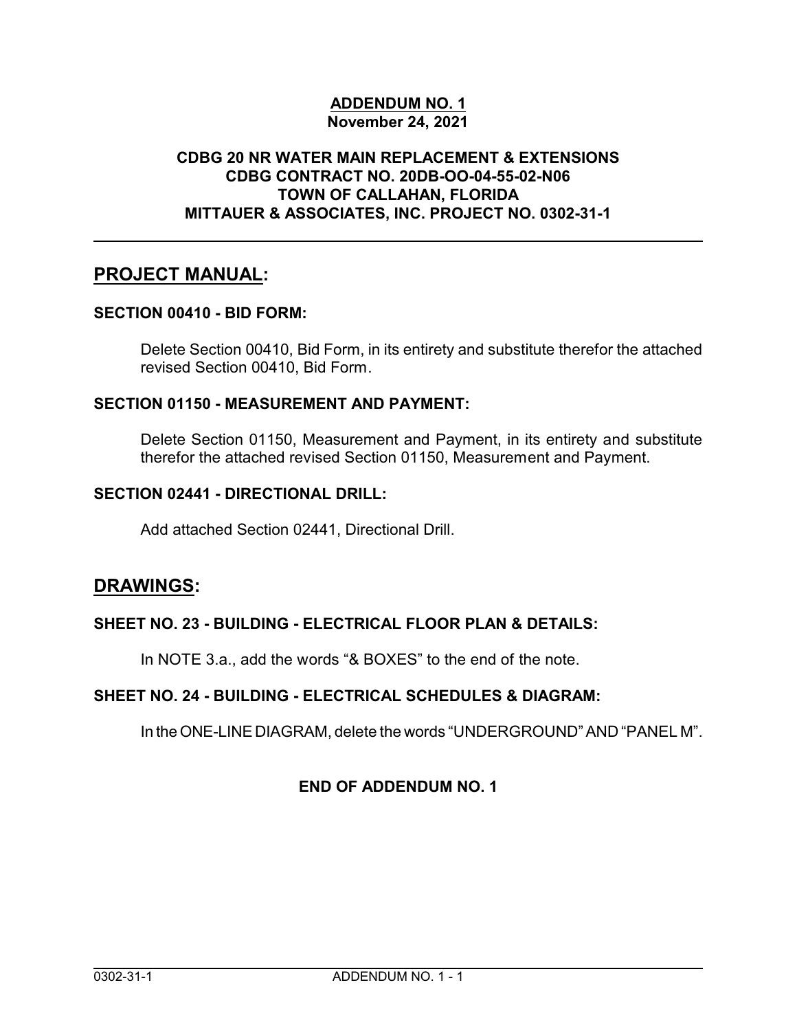# ADDENDUM NO. 1

**November 24, 2021**

**CDBG 20 NR WATER MAIN REPLACEMENT & EXTENSIONS**
**CDBG CONTRACT NO. 20DB-OO-04-55-02-N06**
**TOWN OF CALLAHAN, FLORIDA**
**MITTAUER & ASSOCIATES, INC. PROJECT NO. 0302-31-1**

---

## PROJECT MANUAL:

### SECTION 00410 - BID FORM:

Delete Section 00410, Bid Form, in its entirety and substitute therefor the attached revised Section 00410, Bid Form.

### SECTION 01150 - MEASUREMENT AND PAYMENT:

Delete Section 01150, Measurement and Payment, in its entirety and substitute therefor the attached revised Section 01150, Measurement and Payment.

### SECTION 02441 - DIRECTIONAL DRILL:

Add attached Section 02441, Directional Drill.

## DRAWINGS:

### SHEET NO. 23 - BUILDING - ELECTRICAL FLOOR PLAN & DETAILS:

In NOTE 3.a., add the words "& BOXES" to the end of the note.

### SHEET NO. 24 - BUILDING - ELECTRICAL SCHEDULES & DIAGRAM:

In the ONE-LINE DIAGRAM, delete the words "UNDERGROUND" AND "PANEL M".

**END OF ADDENDUM NO. 1**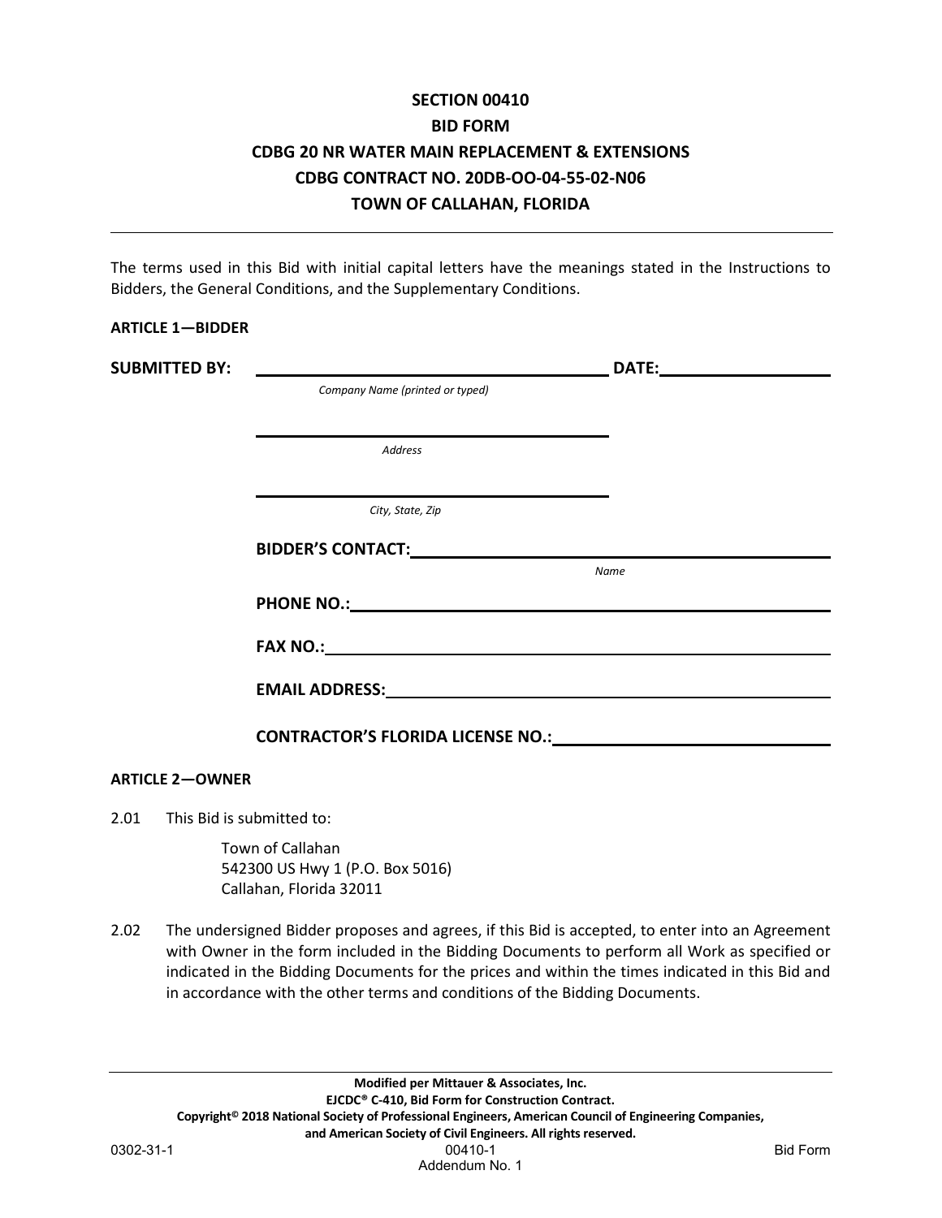# SECTION 00410
# BID FORM
# CDBG 20 NR WATER MAIN REPLACEMENT & EXTENSIONS
# CDBG CONTRACT NO. 20DB-OO-04-55-02-N06
# TOWN OF CALLAHAN, FLORIDA

---

The terms used in this Bid with initial capital letters have the meanings stated in the Instructions to Bidders, the General Conditions, and the Supplementary Conditions.

**ARTICLE 1—BIDDER**

**SUBMITTED BY:** ________________________________ **DATE:** ________________
*Company Name (printed or typed)*

________________________________
*Address*

________________________________
*City, State, Zip*

**BIDDER'S CONTACT:** ________________________________
*Name*

**PHONE NO.:** ________________________________

**FAX NO.:** ________________________________

**EMAIL ADDRESS:** ________________________________

**CONTRACTOR'S FLORIDA LICENSE NO.:** ________________________________

**ARTICLE 2—OWNER**

2.01 This Bid is submitted to:

Town of Callahan
542300 US Hwy 1 (P.O. Box 5016)
Callahan, Florida 32011

2.02 The undersigned Bidder proposes and agrees, if this Bid is accepted, to enter into an Agreement with Owner in the form included in the Bidding Documents to perform all Work as specified or indicated in the Bidding Documents for the prices and within the times indicated in this Bid and in accordance with the other terms and conditions of the Bidding Documents.

---

**Modified per Mittauer & Associates, Inc.**
**EJCDC® C-410, Bid Form for Construction Contract.**
**Copyright© 2018 National Society of Professional Engineers, American Council of Engineering Companies, and American Society of Civil Engineers. All rights reserved.**

Addendum No. 1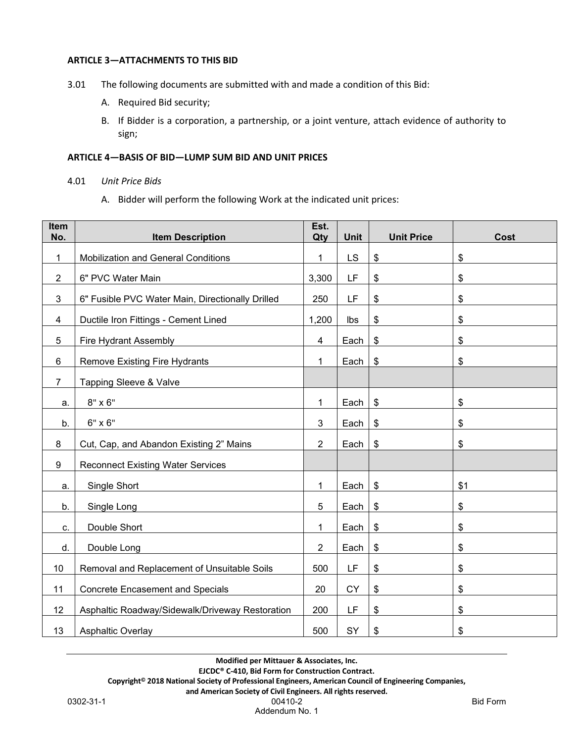**ARTICLE 3—ATTACHMENTS TO THIS BID**

3.01 The following documents are submitted with and made a condition of this Bid:

A. Required Bid security;

B. If Bidder is a corporation, a partnership, or a joint venture, attach evidence of authority to sign;

**ARTICLE 4—BASIS OF BID—LUMP SUM BID AND UNIT PRICES**

4.01 *Unit Price Bids*

A. Bidder will perform the following Work at the indicated unit prices:

| Item No. | Item Description | Est. Qty | Unit | Unit Price | Cost |
|---|---|---|---|---|---|
| 1 | Mobilization and General Conditions | 1 | LS | $ | $ |
| 2 | 6" PVC Water Main | 3,300 | LF | $ | $ |
| 3 | 6" Fusible PVC Water Main, Directionally Drilled | 250 | LF | $ | $ |
| 4 | Ductile Iron Fittings - Cement Lined | 1,200 | lbs | $ | $ |
| 5 | Fire Hydrant Assembly | 4 | Each | $ | $ |
| 6 | Remove Existing Fire Hydrants | 1 | Each | $ | $ |
| 7 | Tapping Sleeve & Valve | | | | |
| a. | 8" x 6" | 1 | Each | $ | $ |
| b. | 6" x 6" | 3 | Each | $ | $ |
| 8 | Cut, Cap, and Abandon Existing 2" Mains | 2 | Each | $ | $ |
| 9 | Reconnect Existing Water Services | | | | |
| a. | Single Short | 1 | Each | $ | $1 |
| b. | Single Long | 5 | Each | $ | $ |
| c. | Double Short | 1 | Each | $ | $ |
| d. | Double Long | 2 | Each | $ | $ |
| 10 | Removal and Replacement of Unsuitable Soils | 500 | LF | $ | $ |
| 11 | Concrete Encasement and Specials | 20 | CY | $ | $ |
| 12 | Asphaltic Roadway/Sidewalk/Driveway Restoration | 200 | LF | $ | $ |
| 13 | Asphaltic Overlay | 500 | SY | $ | $ |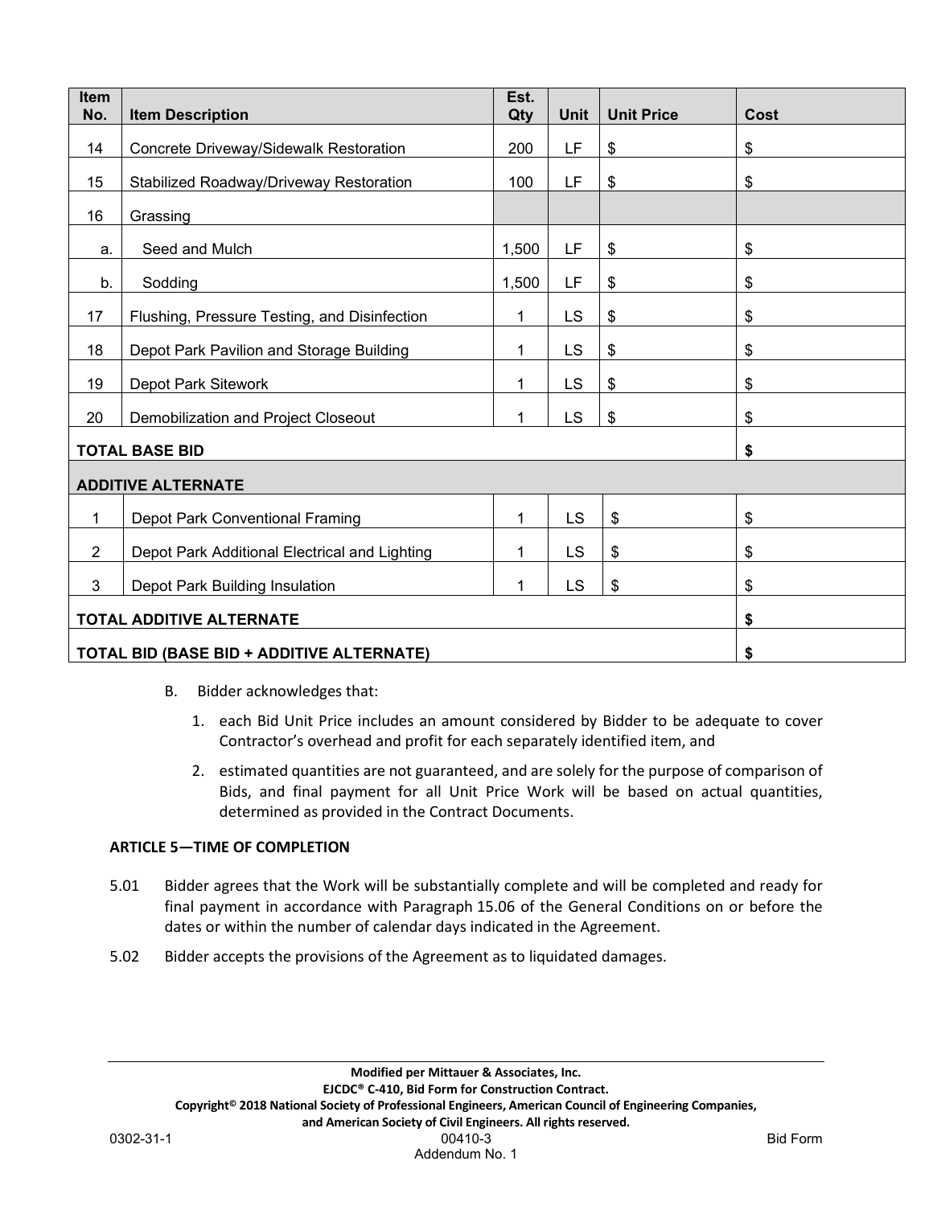| Item No. | Item Description | Est. Qty | Unit | Unit Price | Cost |
|---|---|---|---|---|---|
| 14 | Concrete Driveway/Sidewalk Restoration | 200 | LF | $ | $ |
| 15 | Stabilized Roadway/Driveway Restoration | 100 | LF | $ | $ |
| 16 | Grassing | | | | |
| a. | Seed and Mulch | 1,500 | LF | $ | $ |
| b. | Sodding | 1,500 | LF | $ | $ |
| 17 | Flushing, Pressure Testing, and Disinfection | 1 | LS | $ | $ |
| 18 | Depot Park Pavilion and Storage Building | 1 | LS | $ | $ |
| 19 | Depot Park Sitework | 1 | LS | $ | $ |
| 20 | Demobilization and Project Closeout | 1 | LS | $ | $ |
| **TOTAL BASE BID** | | | | | **$** |
| **ADDITIVE ALTERNATE** | | | | | |
| 1 | Depot Park Conventional Framing | 1 | LS | $ | $ |
| 2 | Depot Park Additional Electrical and Lighting | 1 | LS | $ | $ |
| 3 | Depot Park Building Insulation | 1 | LS | $ | $ |
| **TOTAL ADDITIVE ALTERNATE** | | | | | **$** |
| **TOTAL BID (BASE BID + ADDITIVE ALTERNATE)** | | | | | **$** |

B. Bidder acknowledges that:

1. each Bid Unit Price includes an amount considered by Bidder to be adequate to cover Contractor's overhead and profit for each separately identified item, and
2. estimated quantities are not guaranteed, and are solely for the purpose of comparison of Bids, and final payment for all Unit Price Work will be based on actual quantities, determined as provided in the Contract Documents.

**ARTICLE 5—TIME OF COMPLETION**

5.01 Bidder agrees that the Work will be substantially complete and will be completed and ready for final payment in accordance with Paragraph 15.06 of the General Conditions on or before the dates or within the number of calendar days indicated in the Agreement.

5.02 Bidder accepts the provisions of the Agreement as to liquidated damages.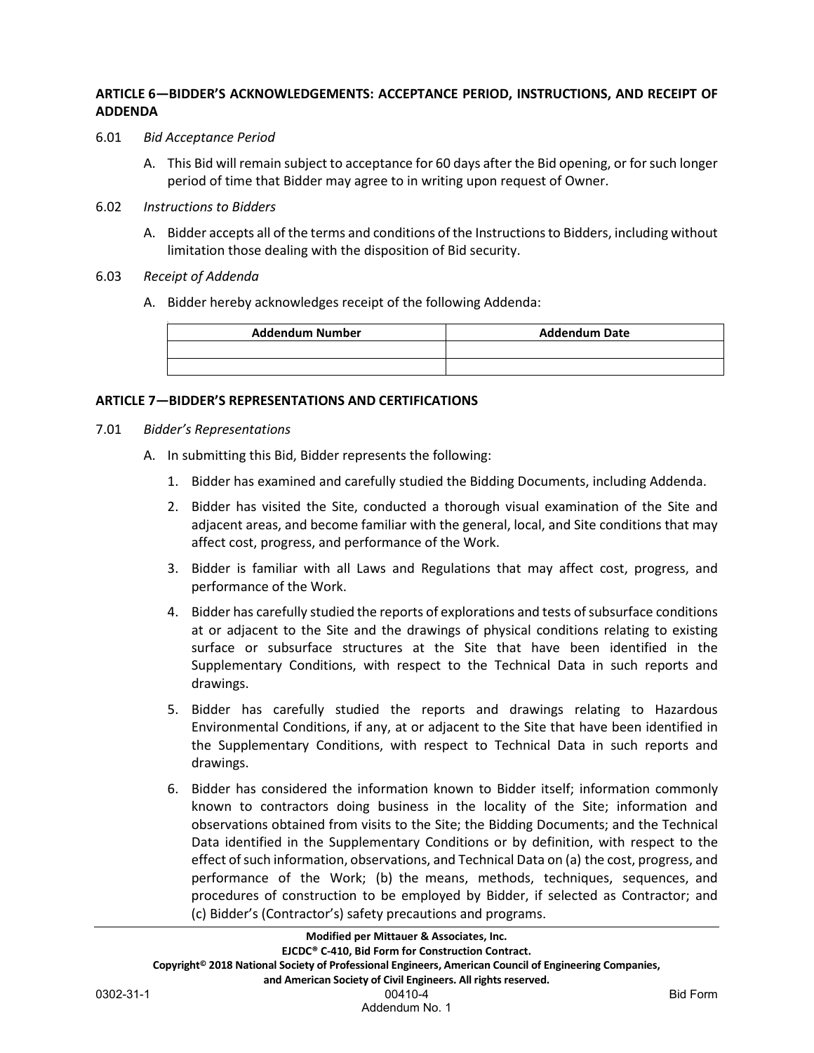### ARTICLE 6—BIDDER'S ACKNOWLEDGEMENTS: ACCEPTANCE PERIOD, INSTRUCTIONS, AND RECEIPT OF ADDENDA

6.01 *Bid Acceptance Period*

A. This Bid will remain subject to acceptance for 60 days after the Bid opening, or for such longer period of time that Bidder may agree to in writing upon request of Owner.

6.02 *Instructions to Bidders*

A. Bidder accepts all of the terms and conditions of the Instructions to Bidders, including without limitation those dealing with the disposition of Bid security.

6.03 *Receipt of Addenda*

A. Bidder hereby acknowledges receipt of the following Addenda:

| Addendum Number | Addendum Date |
|---|---|
| | |
| | |

### ARTICLE 7—BIDDER'S REPRESENTATIONS AND CERTIFICATIONS

7.01 *Bidder's Representations*

A. In submitting this Bid, Bidder represents the following:

1. Bidder has examined and carefully studied the Bidding Documents, including Addenda.
2. Bidder has visited the Site, conducted a thorough visual examination of the Site and adjacent areas, and become familiar with the general, local, and Site conditions that may affect cost, progress, and performance of the Work.
3. Bidder is familiar with all Laws and Regulations that may affect cost, progress, and performance of the Work.
4. Bidder has carefully studied the reports of explorations and tests of subsurface conditions at or adjacent to the Site and the drawings of physical conditions relating to existing surface or subsurface structures at the Site that have been identified in the Supplementary Conditions, with respect to the Technical Data in such reports and drawings.
5. Bidder has carefully studied the reports and drawings relating to Hazardous Environmental Conditions, if any, at or adjacent to the Site that have been identified in the Supplementary Conditions, with respect to Technical Data in such reports and drawings.
6. Bidder has considered the information known to Bidder itself; information commonly known to contractors doing business in the locality of the Site; information and observations obtained from visits to the Site; the Bidding Documents; and the Technical Data identified in the Supplementary Conditions or by definition, with respect to the effect of such information, observations, and Technical Data on (a) the cost, progress, and performance of the Work; (b) the means, methods, techniques, sequences, and procedures of construction to be employed by Bidder, if selected as Contractor; and (c) Bidder's (Contractor's) safety precautions and programs.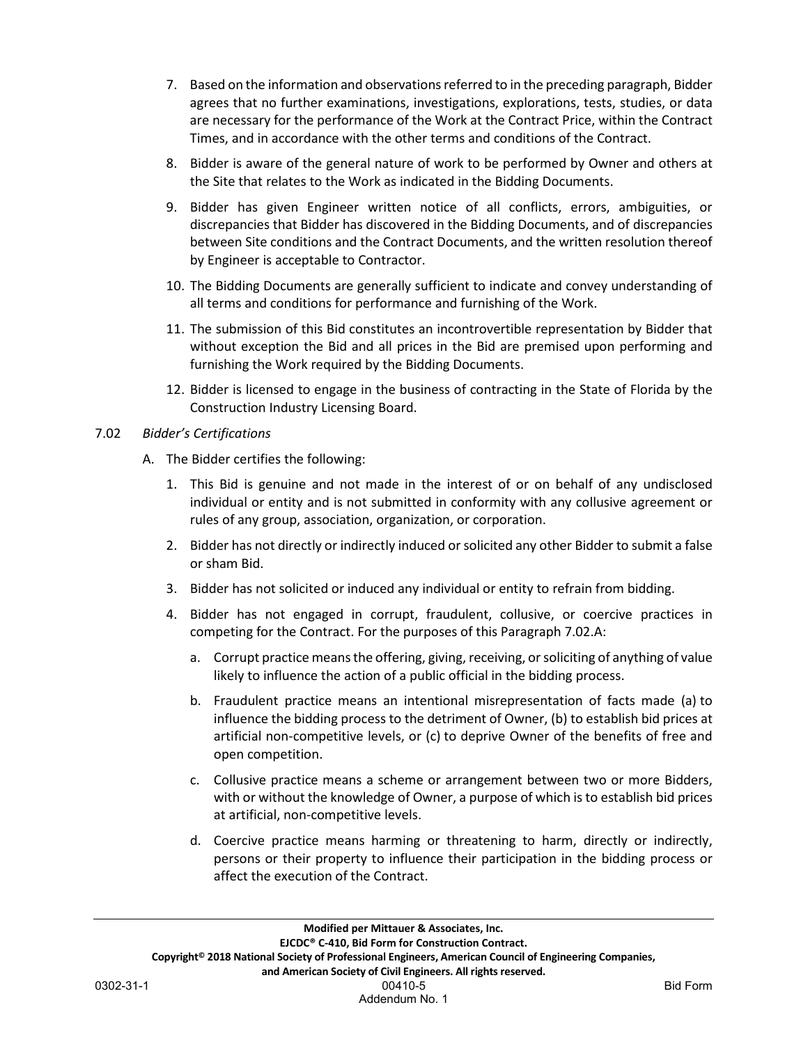7. Based on the information and observations referred to in the preceding paragraph, Bidder agrees that no further examinations, investigations, explorations, tests, studies, or data are necessary for the performance of the Work at the Contract Price, within the Contract Times, and in accordance with the other terms and conditions of the Contract.

8. Bidder is aware of the general nature of work to be performed by Owner and others at the Site that relates to the Work as indicated in the Bidding Documents.

9. Bidder has given Engineer written notice of all conflicts, errors, ambiguities, or discrepancies that Bidder has discovered in the Bidding Documents, and of discrepancies between Site conditions and the Contract Documents, and the written resolution thereof by Engineer is acceptable to Contractor.

10. The Bidding Documents are generally sufficient to indicate and convey understanding of all terms and conditions for performance and furnishing of the Work.

11. The submission of this Bid constitutes an incontrovertible representation by Bidder that without exception the Bid and all prices in the Bid are premised upon performing and furnishing the Work required by the Bidding Documents.

12. Bidder is licensed to engage in the business of contracting in the State of Florida by the Construction Industry Licensing Board.

7.02 *Bidder's Certifications*

A. The Bidder certifies the following:

1. This Bid is genuine and not made in the interest of or on behalf of any undisclosed individual or entity and is not submitted in conformity with any collusive agreement or rules of any group, association, organization, or corporation.

2. Bidder has not directly or indirectly induced or solicited any other Bidder to submit a false or sham Bid.

3. Bidder has not solicited or induced any individual or entity to refrain from bidding.

4. Bidder has not engaged in corrupt, fraudulent, collusive, or coercive practices in competing for the Contract. For the purposes of this Paragraph 7.02.A:

   a. Corrupt practice means the offering, giving, receiving, or soliciting of anything of value likely to influence the action of a public official in the bidding process.

   b. Fraudulent practice means an intentional misrepresentation of facts made (a) to influence the bidding process to the detriment of Owner, (b) to establish bid prices at artificial non-competitive levels, or (c) to deprive Owner of the benefits of free and open competition.

   c. Collusive practice means a scheme or arrangement between two or more Bidders, with or without the knowledge of Owner, a purpose of which is to establish bid prices at artificial, non-competitive levels.

   d. Coercive practice means harming or threatening to harm, directly or indirectly, persons or their property to influence their participation in the bidding process or affect the execution of the Contract.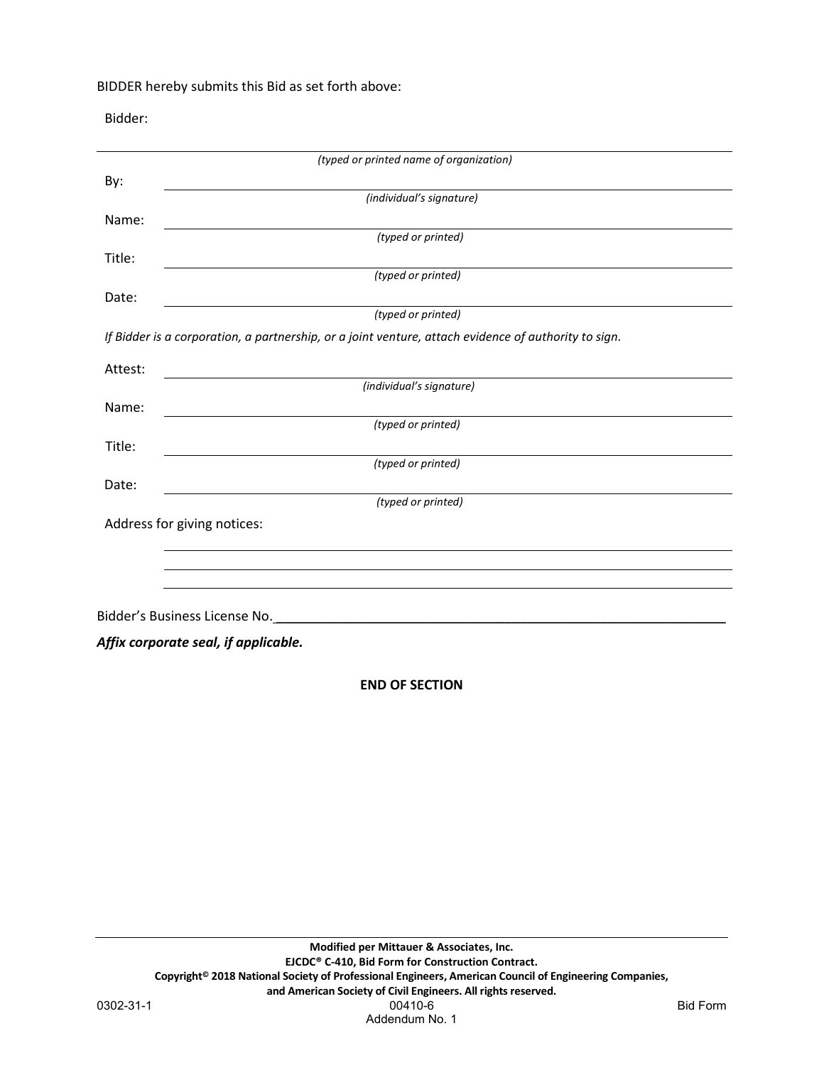BIDDER hereby submits this Bid as set forth above:

Bidder:

\_\_\_\_\_\_\_\_\_\_\_\_\_\_\_\_\_\_\_\_\_\_\_\_\_\_\_\_\_\_\_\_\_\_\_\_\_\_\_\_\_\_\_\_\_\_\_\_\_\_\_\_\_\_\_\_\_\_\_\_\_\_\_\_\_\_\_\_

*(typed or printed name of organization)*

By: \_\_\_\_\_\_\_\_\_\_\_\_\_\_\_\_\_\_\_\_\_\_\_\_\_\_\_\_\_\_\_\_\_\_\_\_\_\_\_\_\_\_\_\_\_\_\_\_\_\_\_\_\_\_\_\_\_\_\_\_\_\_

*(individual's signature)*

Name: \_\_\_\_\_\_\_\_\_\_\_\_\_\_\_\_\_\_\_\_\_\_\_\_\_\_\_\_\_\_\_\_\_\_\_\_\_\_\_\_\_\_\_\_\_\_\_\_\_\_\_\_\_\_\_\_\_\_\_\_

*(typed or printed)*

Title: \_\_\_\_\_\_\_\_\_\_\_\_\_\_\_\_\_\_\_\_\_\_\_\_\_\_\_\_\_\_\_\_\_\_\_\_\_\_\_\_\_\_\_\_\_\_\_\_\_\_\_\_\_\_\_\_\_\_\_\_

*(typed or printed)*

Date: \_\_\_\_\_\_\_\_\_\_\_\_\_\_\_\_\_\_\_\_\_\_\_\_\_\_\_\_\_\_\_\_\_\_\_\_\_\_\_\_\_\_\_\_\_\_\_\_\_\_\_\_\_\_\_\_\_\_\_\_

*(typed or printed)*

*If Bidder is a corporation, a partnership, or a joint venture, attach evidence of authority to sign.*

Attest: \_\_\_\_\_\_\_\_\_\_\_\_\_\_\_\_\_\_\_\_\_\_\_\_\_\_\_\_\_\_\_\_\_\_\_\_\_\_\_\_\_\_\_\_\_\_\_\_\_\_\_\_\_\_\_\_\_\_\_\_

*(individual's signature)*

Name: \_\_\_\_\_\_\_\_\_\_\_\_\_\_\_\_\_\_\_\_\_\_\_\_\_\_\_\_\_\_\_\_\_\_\_\_\_\_\_\_\_\_\_\_\_\_\_\_\_\_\_\_\_\_\_\_\_\_\_\_

*(typed or printed)*

Title: \_\_\_\_\_\_\_\_\_\_\_\_\_\_\_\_\_\_\_\_\_\_\_\_\_\_\_\_\_\_\_\_\_\_\_\_\_\_\_\_\_\_\_\_\_\_\_\_\_\_\_\_\_\_\_\_\_\_\_\_

*(typed or printed)*

Date: \_\_\_\_\_\_\_\_\_\_\_\_\_\_\_\_\_\_\_\_\_\_\_\_\_\_\_\_\_\_\_\_\_\_\_\_\_\_\_\_\_\_\_\_\_\_\_\_\_\_\_\_\_\_\_\_\_\_\_\_

*(typed or printed)*

Address for giving notices:

\_\_\_\_\_\_\_\_\_\_\_\_\_\_\_\_\_\_\_\_\_\_\_\_\_\_\_\_\_\_\_\_\_\_\_\_\_\_\_\_\_\_\_\_\_\_\_\_\_\_\_\_\_\_\_\_\_\_\_\_

\_\_\_\_\_\_\_\_\_\_\_\_\_\_\_\_\_\_\_\_\_\_\_\_\_\_\_\_\_\_\_\_\_\_\_\_\_\_\_\_\_\_\_\_\_\_\_\_\_\_\_\_\_\_\_\_\_\_\_\_

\_\_\_\_\_\_\_\_\_\_\_\_\_\_\_\_\_\_\_\_\_\_\_\_\_\_\_\_\_\_\_\_\_\_\_\_\_\_\_\_\_\_\_\_\_\_\_\_\_\_\_\_\_\_\_\_\_\_\_\_

Bidder's Business License No.\_\_\_\_\_\_\_\_\_\_\_\_\_\_\_\_\_\_\_\_\_\_\_\_\_\_\_\_\_\_\_\_\_\_\_\_\_\_\_\_\_\_\_\_\_\_\_\_\_\_\_\_

***Affix corporate seal, if applicable.***

**END OF SECTION**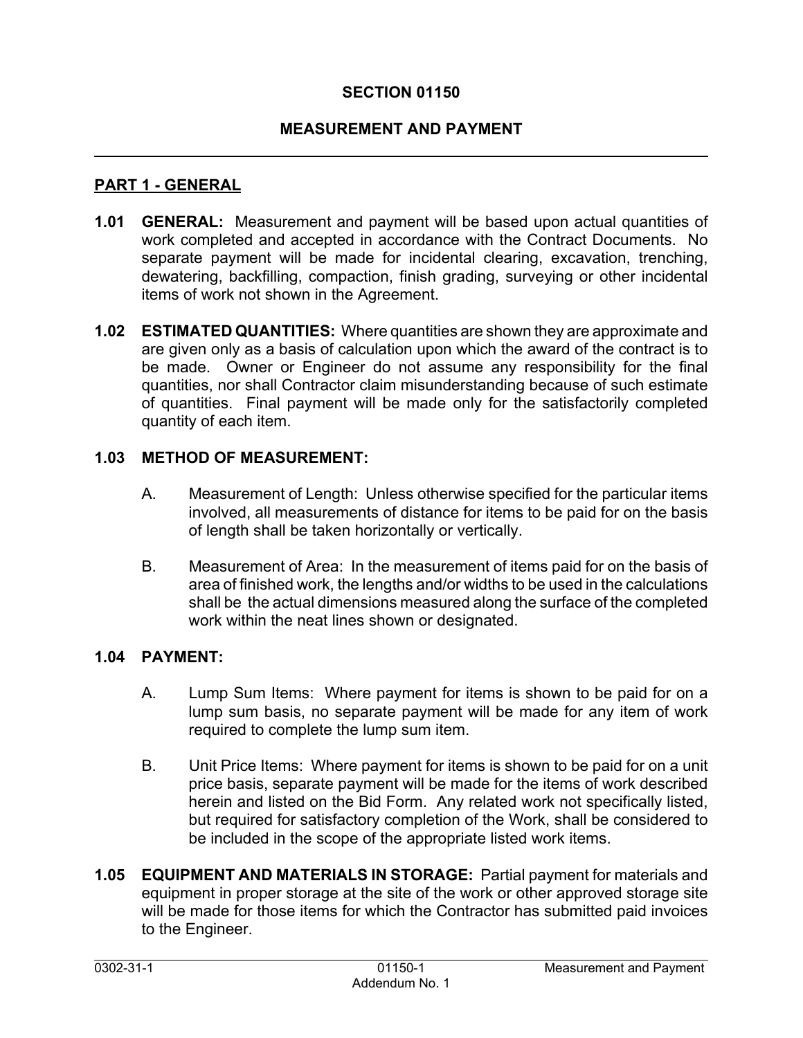# SECTION 01150

# MEASUREMENT AND PAYMENT

## PART 1 - GENERAL

**1.01 GENERAL:** Measurement and payment will be based upon actual quantities of work completed and accepted in accordance with the Contract Documents. No separate payment will be made for incidental clearing, excavation, trenching, dewatering, backfilling, compaction, finish grading, surveying or other incidental items of work not shown in the Agreement.

**1.02 ESTIMATED QUANTITIES:** Where quantities are shown they are approximate and are given only as a basis of calculation upon which the award of the contract is to be made. Owner or Engineer do not assume any responsibility for the final quantities, nor shall Contractor claim misunderstanding because of such estimate of quantities. Final payment will be made only for the satisfactorily completed quantity of each item.

**1.03 METHOD OF MEASUREMENT:**

A. Measurement of Length: Unless otherwise specified for the particular items involved, all measurements of distance for items to be paid for on the basis of length shall be taken horizontally or vertically.

B. Measurement of Area: In the measurement of items paid for on the basis of area of finished work, the lengths and/or widths to be used in the calculations shall be the actual dimensions measured along the surface of the completed work within the neat lines shown or designated.

**1.04 PAYMENT:**

A. Lump Sum Items: Where payment for items is shown to be paid for on a lump sum basis, no separate payment will be made for any item of work required to complete the lump sum item.

B. Unit Price Items: Where payment for items is shown to be paid for on a unit price basis, separate payment will be made for the items of work described herein and listed on the Bid Form. Any related work not specifically listed, but required for satisfactory completion of the Work, shall be considered to be included in the scope of the appropriate listed work items.

**1.05 EQUIPMENT AND MATERIALS IN STORAGE:** Partial payment for materials and equipment in proper storage at the site of the work or other approved storage site will be made for those items for which the Contractor has submitted paid invoices to the Engineer.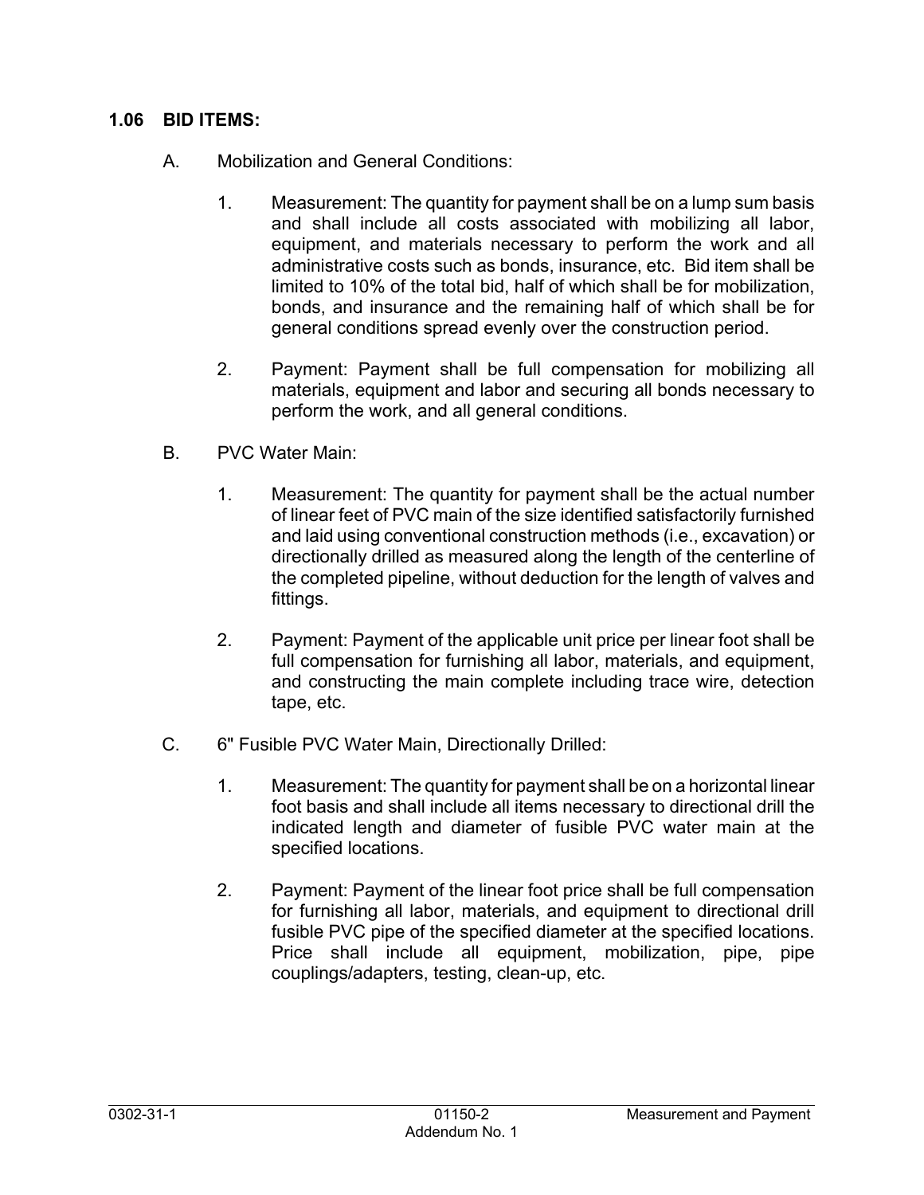## 1.06 BID ITEMS:

A. Mobilization and General Conditions:

1. Measurement: The quantity for payment shall be on a lump sum basis and shall include all costs associated with mobilizing all labor, equipment, and materials necessary to perform the work and all administrative costs such as bonds, insurance, etc. Bid item shall be limited to 10% of the total bid, half of which shall be for mobilization, bonds, and insurance and the remaining half of which shall be for general conditions spread evenly over the construction period.

2. Payment: Payment shall be full compensation for mobilizing all materials, equipment and labor and securing all bonds necessary to perform the work, and all general conditions.

B. PVC Water Main:

1. Measurement: The quantity for payment shall be the actual number of linear feet of PVC main of the size identified satisfactorily furnished and laid using conventional construction methods (i.e., excavation) or directionally drilled as measured along the length of the centerline of the completed pipeline, without deduction for the length of valves and fittings.

2. Payment: Payment of the applicable unit price per linear foot shall be full compensation for furnishing all labor, materials, and equipment, and constructing the main complete including trace wire, detection tape, etc.

C. 6" Fusible PVC Water Main, Directionally Drilled:

1. Measurement: The quantity for payment shall be on a horizontal linear foot basis and shall include all items necessary to directional drill the indicated length and diameter of fusible PVC water main at the specified locations.

2. Payment: Payment of the linear foot price shall be full compensation for furnishing all labor, materials, and equipment to directional drill fusible PVC pipe of the specified diameter at the specified locations. Price shall include all equipment, mobilization, pipe, pipe couplings/adapters, testing, clean-up, etc.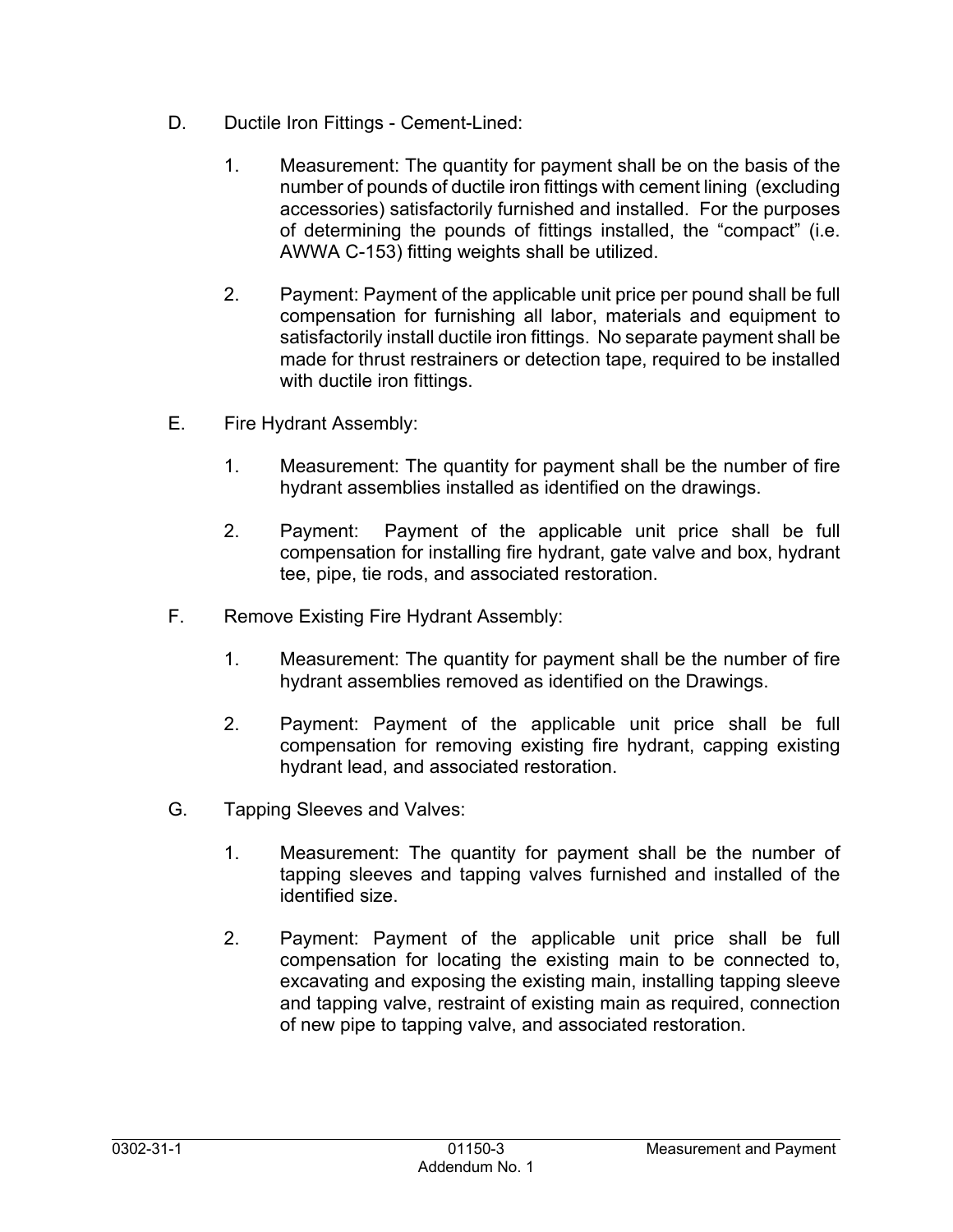D. Ductile Iron Fittings - Cement-Lined:

1. Measurement: The quantity for payment shall be on the basis of the number of pounds of ductile iron fittings with cement lining (excluding accessories) satisfactorily furnished and installed. For the purposes of determining the pounds of fittings installed, the "compact" (i.e. AWWA C-153) fitting weights shall be utilized.

2. Payment: Payment of the applicable unit price per pound shall be full compensation for furnishing all labor, materials and equipment to satisfactorily install ductile iron fittings. No separate payment shall be made for thrust restrainers or detection tape, required to be installed with ductile iron fittings.

E. Fire Hydrant Assembly:

1. Measurement: The quantity for payment shall be the number of fire hydrant assemblies installed as identified on the drawings.

2. Payment: Payment of the applicable unit price shall be full compensation for installing fire hydrant, gate valve and box, hydrant tee, pipe, tie rods, and associated restoration.

F. Remove Existing Fire Hydrant Assembly:

1. Measurement: The quantity for payment shall be the number of fire hydrant assemblies removed as identified on the Drawings.

2. Payment: Payment of the applicable unit price shall be full compensation for removing existing fire hydrant, capping existing hydrant lead, and associated restoration.

G. Tapping Sleeves and Valves:

1. Measurement: The quantity for payment shall be the number of tapping sleeves and tapping valves furnished and installed of the identified size.

2. Payment: Payment of the applicable unit price shall be full compensation for locating the existing main to be connected to, excavating and exposing the existing main, installing tapping sleeve and tapping valve, restraint of existing main as required, connection of new pipe to tapping valve, and associated restoration.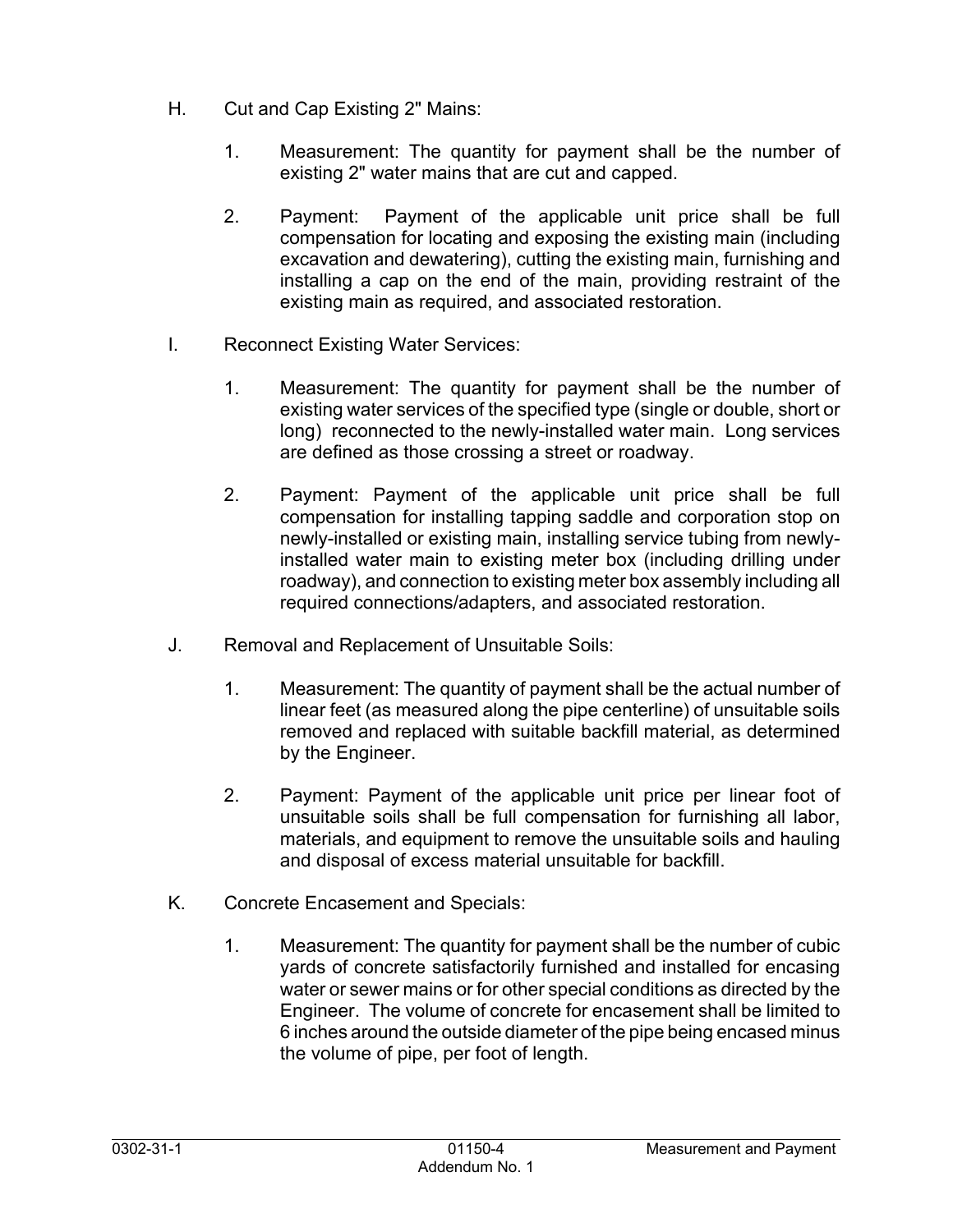H. Cut and Cap Existing 2" Mains:

1. Measurement: The quantity for payment shall be the number of existing 2" water mains that are cut and capped.

2. Payment: Payment of the applicable unit price shall be full compensation for locating and exposing the existing main (including excavation and dewatering), cutting the existing main, furnishing and installing a cap on the end of the main, providing restraint of the existing main as required, and associated restoration.

I. Reconnect Existing Water Services:

1. Measurement: The quantity for payment shall be the number of existing water services of the specified type (single or double, short or long) reconnected to the newly-installed water main. Long services are defined as those crossing a street or roadway.

2. Payment: Payment of the applicable unit price shall be full compensation for installing tapping saddle and corporation stop on newly-installed or existing main, installing service tubing from newly-installed water main to existing meter box (including drilling under roadway), and connection to existing meter box assembly including all required connections/adapters, and associated restoration.

J. Removal and Replacement of Unsuitable Soils:

1. Measurement: The quantity of payment shall be the actual number of linear feet (as measured along the pipe centerline) of unsuitable soils removed and replaced with suitable backfill material, as determined by the Engineer.

2. Payment: Payment of the applicable unit price per linear foot of unsuitable soils shall be full compensation for furnishing all labor, materials, and equipment to remove the unsuitable soils and hauling and disposal of excess material unsuitable for backfill.

K. Concrete Encasement and Specials:

1. Measurement: The quantity for payment shall be the number of cubic yards of concrete satisfactorily furnished and installed for encasing water or sewer mains or for other special conditions as directed by the Engineer. The volume of concrete for encasement shall be limited to 6 inches around the outside diameter of the pipe being encased minus the volume of pipe, per foot of length.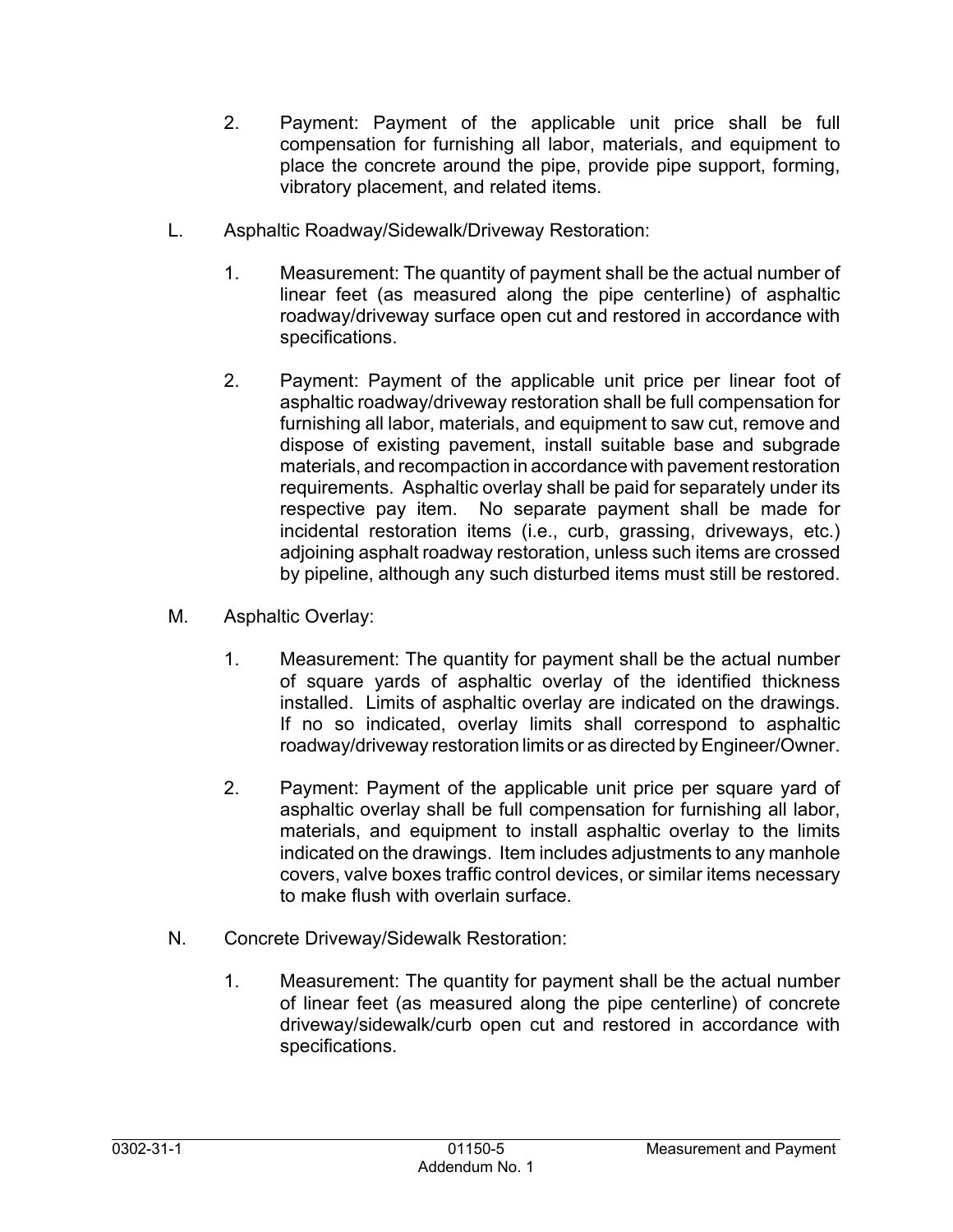2. Payment: Payment of the applicable unit price shall be full compensation for furnishing all labor, materials, and equipment to place the concrete around the pipe, provide pipe support, forming, vibratory placement, and related items.

L. Asphaltic Roadway/Sidewalk/Driveway Restoration:

1. Measurement: The quantity of payment shall be the actual number of linear feet (as measured along the pipe centerline) of asphaltic roadway/driveway surface open cut and restored in accordance with specifications.

2. Payment: Payment of the applicable unit price per linear foot of asphaltic roadway/driveway restoration shall be full compensation for furnishing all labor, materials, and equipment to saw cut, remove and dispose of existing pavement, install suitable base and subgrade materials, and recompaction in accordance with pavement restoration requirements. Asphaltic overlay shall be paid for separately under its respective pay item. No separate payment shall be made for incidental restoration items (i.e., curb, grassing, driveways, etc.) adjoining asphalt roadway restoration, unless such items are crossed by pipeline, although any such disturbed items must still be restored.

M. Asphaltic Overlay:

1. Measurement: The quantity for payment shall be the actual number of square yards of asphaltic overlay of the identified thickness installed. Limits of asphaltic overlay are indicated on the drawings. If no so indicated, overlay limits shall correspond to asphaltic roadway/driveway restoration limits or as directed by Engineer/Owner.

2. Payment: Payment of the applicable unit price per square yard of asphaltic overlay shall be full compensation for furnishing all labor, materials, and equipment to install asphaltic overlay to the limits indicated on the drawings. Item includes adjustments to any manhole covers, valve boxes traffic control devices, or similar items necessary to make flush with overlain surface.

N. Concrete Driveway/Sidewalk Restoration:

1. Measurement: The quantity for payment shall be the actual number of linear feet (as measured along the pipe centerline) of concrete driveway/sidewalk/curb open cut and restored in accordance with specifications.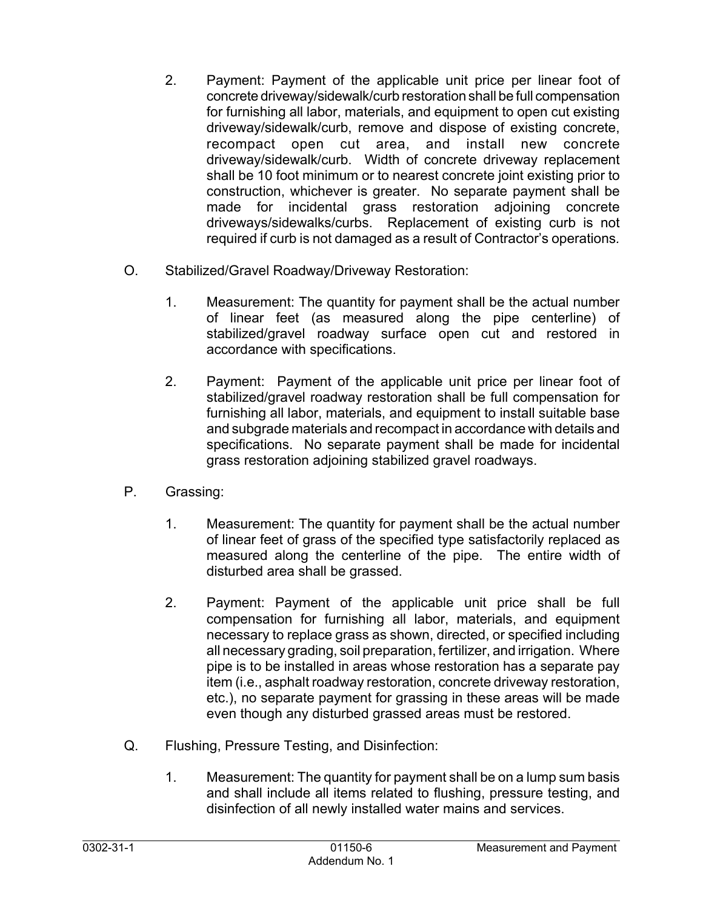2. Payment: Payment of the applicable unit price per linear foot of concrete driveway/sidewalk/curb restoration shall be full compensation for furnishing all labor, materials, and equipment to open cut existing driveway/sidewalk/curb, remove and dispose of existing concrete, recompact open cut area, and install new concrete driveway/sidewalk/curb. Width of concrete driveway replacement shall be 10 foot minimum or to nearest concrete joint existing prior to construction, whichever is greater. No separate payment shall be made for incidental grass restoration adjoining concrete driveways/sidewalks/curbs. Replacement of existing curb is not required if curb is not damaged as a result of Contractor's operations.

O. Stabilized/Gravel Roadway/Driveway Restoration:

1. Measurement: The quantity for payment shall be the actual number of linear feet (as measured along the pipe centerline) of stabilized/gravel roadway surface open cut and restored in accordance with specifications.

2. Payment: Payment of the applicable unit price per linear foot of stabilized/gravel roadway restoration shall be full compensation for furnishing all labor, materials, and equipment to install suitable base and subgrade materials and recompact in accordance with details and specifications. No separate payment shall be made for incidental grass restoration adjoining stabilized gravel roadways.

P. Grassing:

1. Measurement: The quantity for payment shall be the actual number of linear feet of grass of the specified type satisfactorily replaced as measured along the centerline of the pipe. The entire width of disturbed area shall be grassed.

2. Payment: Payment of the applicable unit price shall be full compensation for furnishing all labor, materials, and equipment necessary to replace grass as shown, directed, or specified including all necessary grading, soil preparation, fertilizer, and irrigation. Where pipe is to be installed in areas whose restoration has a separate pay item (i.e., asphalt roadway restoration, concrete driveway restoration, etc.), no separate payment for grassing in these areas will be made even though any disturbed grassed areas must be restored.

Q. Flushing, Pressure Testing, and Disinfection:

1. Measurement: The quantity for payment shall be on a lump sum basis and shall include all items related to flushing, pressure testing, and disinfection of all newly installed water mains and services.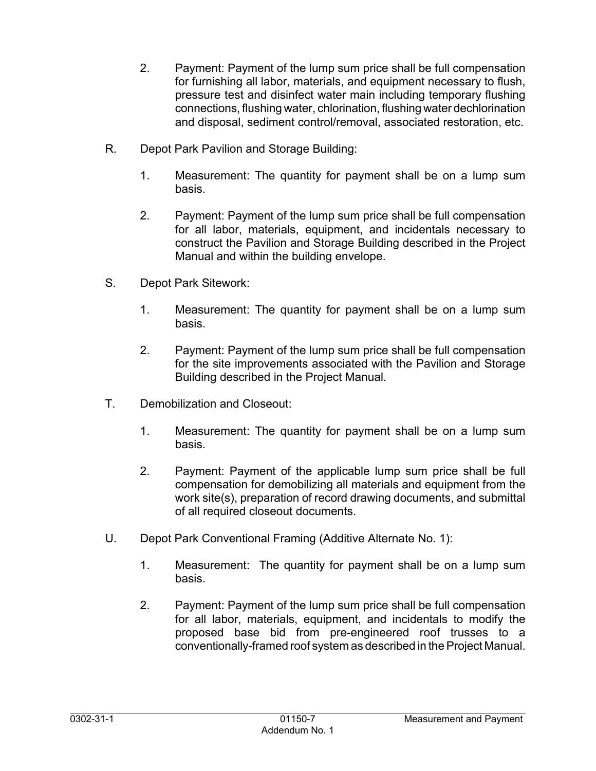2. Payment: Payment of the lump sum price shall be full compensation for furnishing all labor, materials, and equipment necessary to flush, pressure test and disinfect water main including temporary flushing connections, flushing water, chlorination, flushing water dechlorination and disposal, sediment control/removal, associated restoration, etc.

R. Depot Park Pavilion and Storage Building:

1. Measurement: The quantity for payment shall be on a lump sum basis.

2. Payment: Payment of the lump sum price shall be full compensation for all labor, materials, equipment, and incidentals necessary to construct the Pavilion and Storage Building described in the Project Manual and within the building envelope.

S. Depot Park Sitework:

1. Measurement: The quantity for payment shall be on a lump sum basis.

2. Payment: Payment of the lump sum price shall be full compensation for the site improvements associated with the Pavilion and Storage Building described in the Project Manual.

T. Demobilization and Closeout:

1. Measurement: The quantity for payment shall be on a lump sum basis.

2. Payment: Payment of the applicable lump sum price shall be full compensation for demobilizing all materials and equipment from the work site(s), preparation of record drawing documents, and submittal of all required closeout documents.

U. Depot Park Conventional Framing (Additive Alternate No. 1):

1. Measurement: The quantity for payment shall be on a lump sum basis.

2. Payment: Payment of the lump sum price shall be full compensation for all labor, materials, equipment, and incidentals to modify the proposed base bid from pre-engineered roof trusses to a conventionally-framed roof system as described in the Project Manual.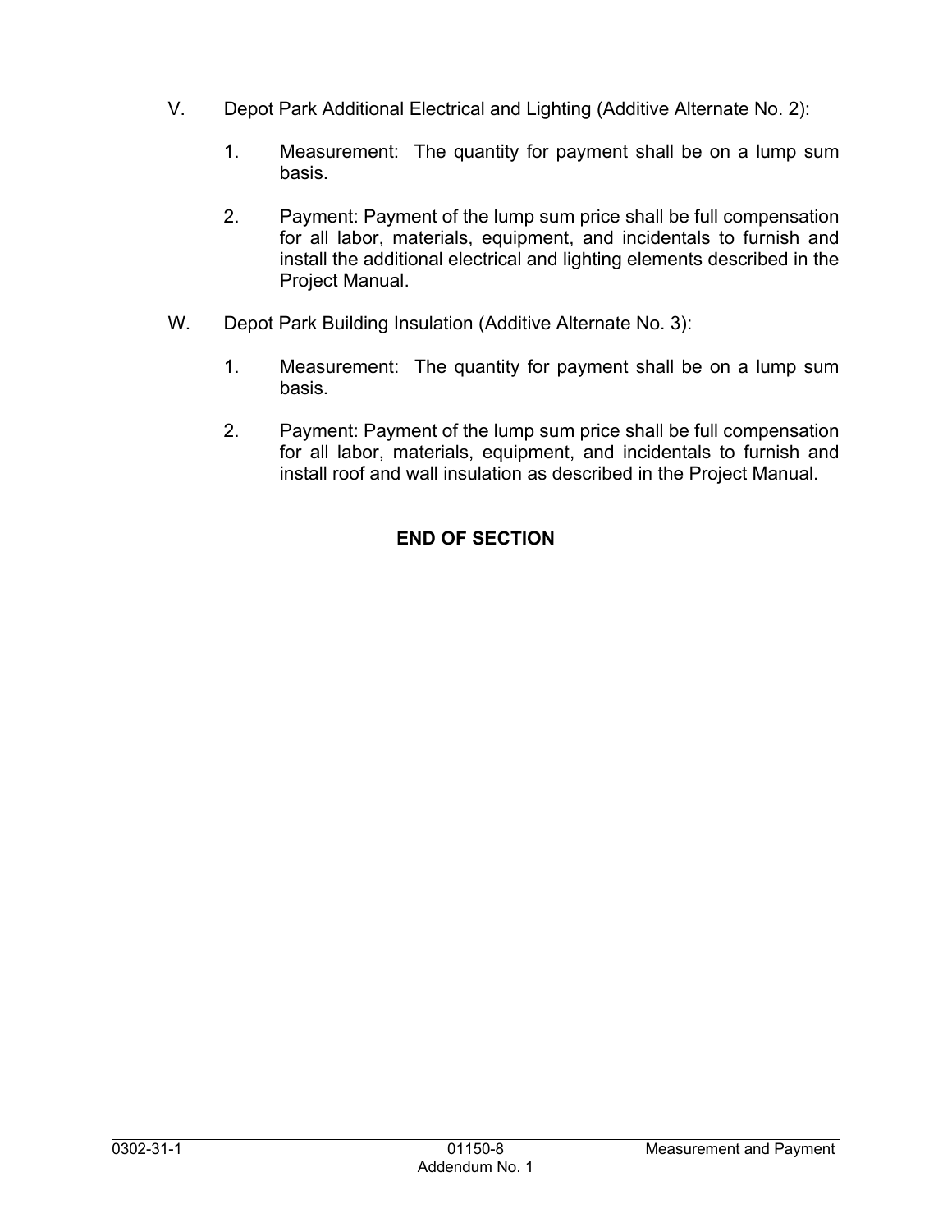V. Depot Park Additional Electrical and Lighting (Additive Alternate No. 2):

1. Measurement: The quantity for payment shall be on a lump sum basis.

2. Payment: Payment of the lump sum price shall be full compensation for all labor, materials, equipment, and incidentals to furnish and install the additional electrical and lighting elements described in the Project Manual.

W. Depot Park Building Insulation (Additive Alternate No. 3):

1. Measurement: The quantity for payment shall be on a lump sum basis.

2. Payment: Payment of the lump sum price shall be full compensation for all labor, materials, equipment, and incidentals to furnish and install roof and wall insulation as described in the Project Manual.

**END OF SECTION**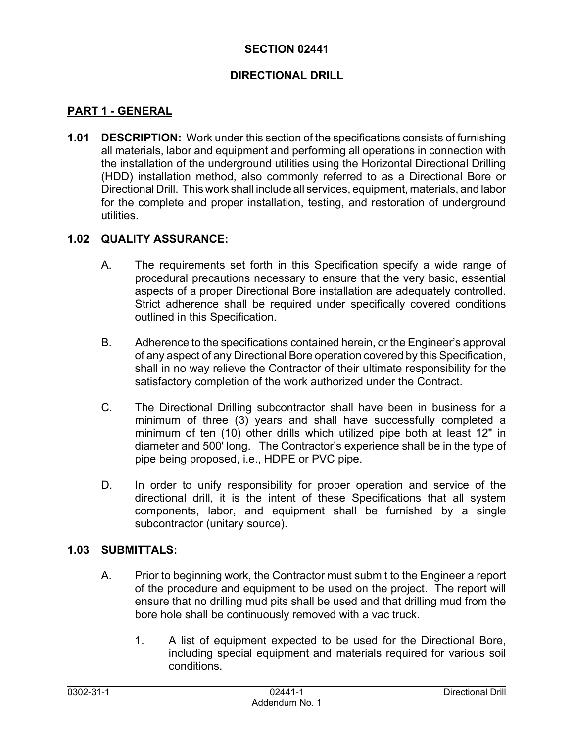# SECTION 02441

# DIRECTIONAL DRILL

## PART 1 - GENERAL

**1.01 DESCRIPTION:** Work under this section of the specifications consists of furnishing all materials, labor and equipment and performing all operations in connection with the installation of the underground utilities using the Horizontal Directional Drilling (HDD) installation method, also commonly referred to as a Directional Bore or Directional Drill. This work shall include all services, equipment, materials, and labor for the complete and proper installation, testing, and restoration of underground utilities.

**1.02 QUALITY ASSURANCE:**

A. The requirements set forth in this Specification specify a wide range of procedural precautions necessary to ensure that the very basic, essential aspects of a proper Directional Bore installation are adequately controlled. Strict adherence shall be required under specifically covered conditions outlined in this Specification.

B. Adherence to the specifications contained herein, or the Engineer's approval of any aspect of any Directional Bore operation covered by this Specification, shall in no way relieve the Contractor of their ultimate responsibility for the satisfactory completion of the work authorized under the Contract.

C. The Directional Drilling subcontractor shall have been in business for a minimum of three (3) years and shall have successfully completed a minimum of ten (10) other drills which utilized pipe both at least 12" in diameter and 500' long. The Contractor's experience shall be in the type of pipe being proposed, i.e., HDPE or PVC pipe.

D. In order to unify responsibility for proper operation and service of the directional drill, it is the intent of these Specifications that all system components, labor, and equipment shall be furnished by a single subcontractor (unitary source).

**1.03 SUBMITTALS:**

A. Prior to beginning work, the Contractor must submit to the Engineer a report of the procedure and equipment to be used on the project. The report will ensure that no drilling mud pits shall be used and that drilling mud from the bore hole shall be continuously removed with a vac truck.

1. A list of equipment expected to be used for the Directional Bore, including special equipment and materials required for various soil conditions.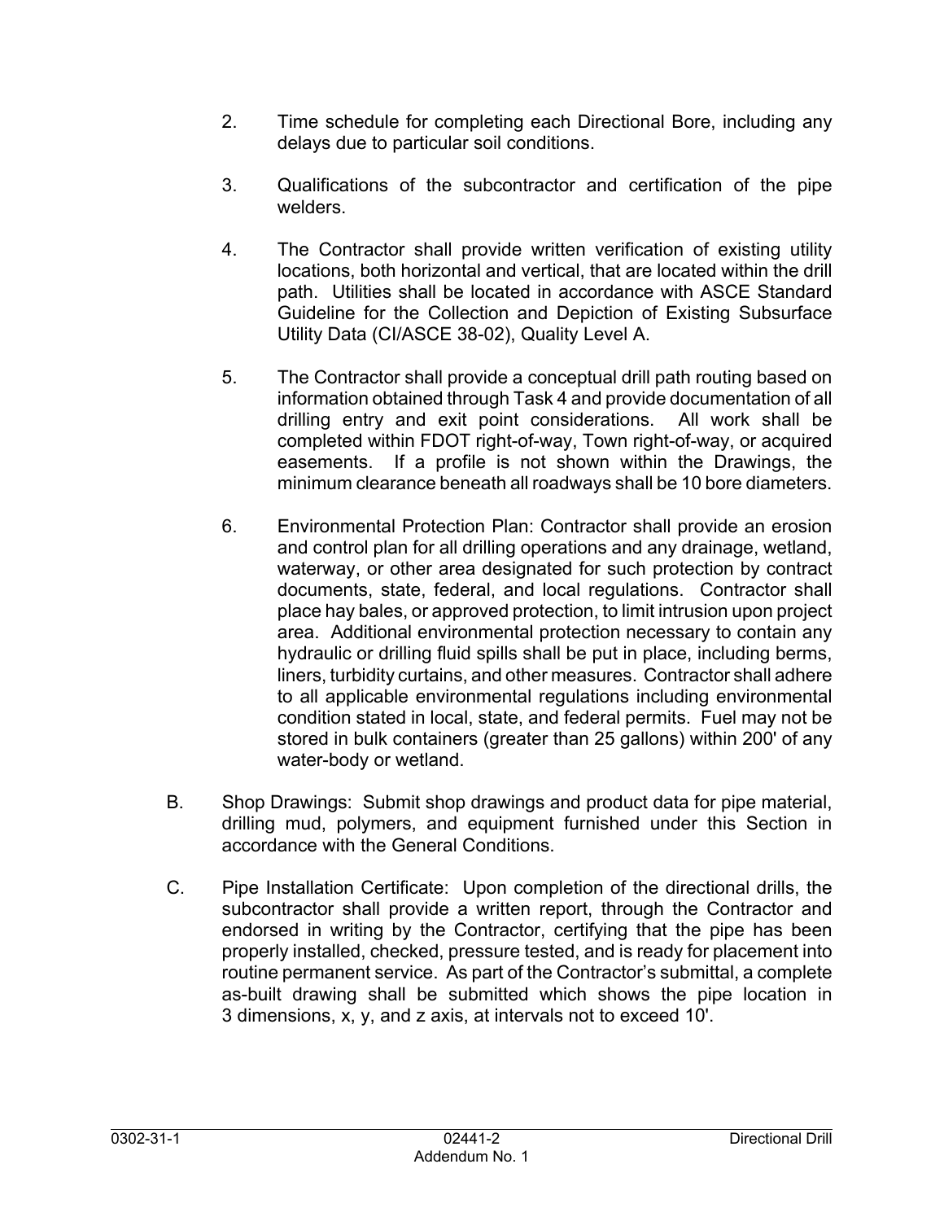2. Time schedule for completing each Directional Bore, including any delays due to particular soil conditions.

3. Qualifications of the subcontractor and certification of the pipe welders.

4. The Contractor shall provide written verification of existing utility locations, both horizontal and vertical, that are located within the drill path. Utilities shall be located in accordance with ASCE Standard Guideline for the Collection and Depiction of Existing Subsurface Utility Data (CI/ASCE 38-02), Quality Level A.

5. The Contractor shall provide a conceptual drill path routing based on information obtained through Task 4 and provide documentation of all drilling entry and exit point considerations. All work shall be completed within FDOT right-of-way, Town right-of-way, or acquired easements. If a profile is not shown within the Drawings, the minimum clearance beneath all roadways shall be 10 bore diameters.

6. Environmental Protection Plan: Contractor shall provide an erosion and control plan for all drilling operations and any drainage, wetland, waterway, or other area designated for such protection by contract documents, state, federal, and local regulations. Contractor shall place hay bales, or approved protection, to limit intrusion upon project area. Additional environmental protection necessary to contain any hydraulic or drilling fluid spills shall be put in place, including berms, liners, turbidity curtains, and other measures. Contractor shall adhere to all applicable environmental regulations including environmental condition stated in local, state, and federal permits. Fuel may not be stored in bulk containers (greater than 25 gallons) within 200' of any water-body or wetland.

B. Shop Drawings: Submit shop drawings and product data for pipe material, drilling mud, polymers, and equipment furnished under this Section in accordance with the General Conditions.

C. Pipe Installation Certificate: Upon completion of the directional drills, the subcontractor shall provide a written report, through the Contractor and endorsed in writing by the Contractor, certifying that the pipe has been properly installed, checked, pressure tested, and is ready for placement into routine permanent service. As part of the Contractor's submittal, a complete as-built drawing shall be submitted which shows the pipe location in 3 dimensions, x, y, and z axis, at intervals not to exceed 10'.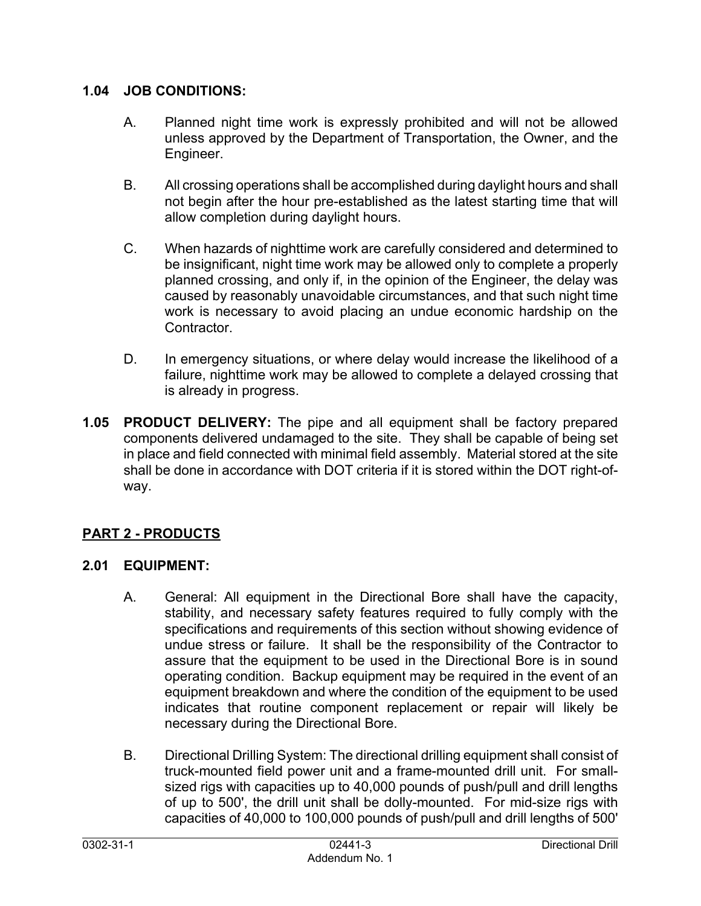## 1.04 JOB CONDITIONS:

A. Planned night time work is expressly prohibited and will not be allowed unless approved by the Department of Transportation, the Owner, and the Engineer.

B. All crossing operations shall be accomplished during daylight hours and shall not begin after the hour pre-established as the latest starting time that will allow completion during daylight hours.

C. When hazards of nighttime work are carefully considered and determined to be insignificant, night time work may be allowed only to complete a properly planned crossing, and only if, in the opinion of the Engineer, the delay was caused by reasonably unavoidable circumstances, and that such night time work is necessary to avoid placing an undue economic hardship on the Contractor.

D. In emergency situations, or where delay would increase the likelihood of a failure, nighttime work may be allowed to complete a delayed crossing that is already in progress.

**1.05 PRODUCT DELIVERY:** The pipe and all equipment shall be factory prepared components delivered undamaged to the site. They shall be capable of being set in place and field connected with minimal field assembly. Material stored at the site shall be done in accordance with DOT criteria if it is stored within the DOT right-of-way.

## PART 2 - PRODUCTS

## 2.01 EQUIPMENT:

A. General: All equipment in the Directional Bore shall have the capacity, stability, and necessary safety features required to fully comply with the specifications and requirements of this section without showing evidence of undue stress or failure. It shall be the responsibility of the Contractor to assure that the equipment to be used in the Directional Bore is in sound operating condition. Backup equipment may be required in the event of an equipment breakdown and where the condition of the equipment to be used indicates that routine component replacement or repair will likely be necessary during the Directional Bore.

B. Directional Drilling System: The directional drilling equipment shall consist of truck-mounted field power unit and a frame-mounted drill unit. For small-sized rigs with capacities up to 40,000 pounds of push/pull and drill lengths of up to 500', the drill unit shall be dolly-mounted. For mid-size rigs with capacities of 40,000 to 100,000 pounds of push/pull and drill lengths of 500'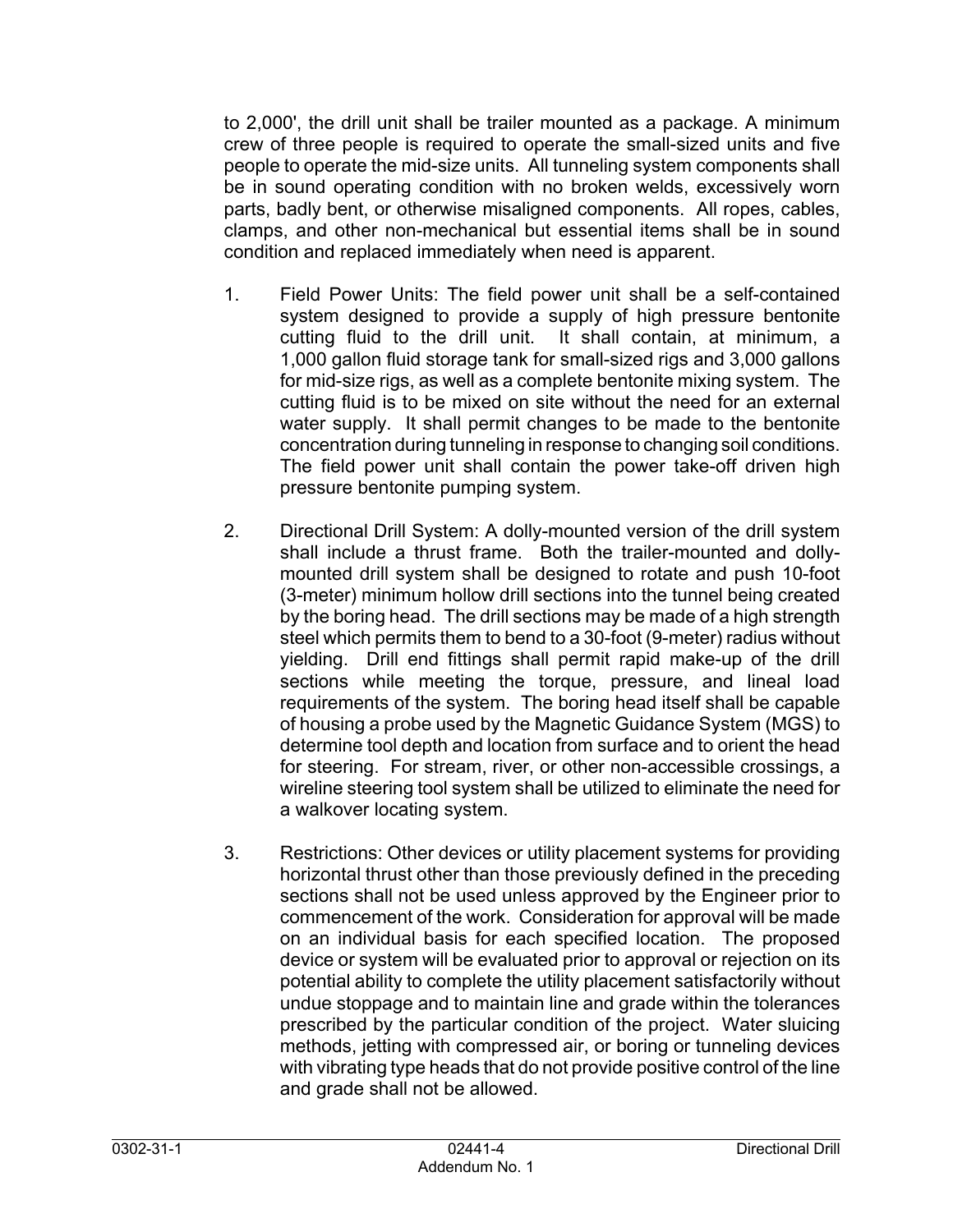to 2,000', the drill unit shall be trailer mounted as a package. A minimum crew of three people is required to operate the small-sized units and five people to operate the mid-size units. All tunneling system components shall be in sound operating condition with no broken welds, excessively worn parts, badly bent, or otherwise misaligned components. All ropes, cables, clamps, and other non-mechanical but essential items shall be in sound condition and replaced immediately when need is apparent.

1. Field Power Units: The field power unit shall be a self-contained system designed to provide a supply of high pressure bentonite cutting fluid to the drill unit. It shall contain, at minimum, a 1,000 gallon fluid storage tank for small-sized rigs and 3,000 gallons for mid-size rigs, as well as a complete bentonite mixing system. The cutting fluid is to be mixed on site without the need for an external water supply. It shall permit changes to be made to the bentonite concentration during tunneling in response to changing soil conditions. The field power unit shall contain the power take-off driven high pressure bentonite pumping system.

2. Directional Drill System: A dolly-mounted version of the drill system shall include a thrust frame. Both the trailer-mounted and dolly-mounted drill system shall be designed to rotate and push 10-foot (3-meter) minimum hollow drill sections into the tunnel being created by the boring head. The drill sections may be made of a high strength steel which permits them to bend to a 30-foot (9-meter) radius without yielding. Drill end fittings shall permit rapid make-up of the drill sections while meeting the torque, pressure, and lineal load requirements of the system. The boring head itself shall be capable of housing a probe used by the Magnetic Guidance System (MGS) to determine tool depth and location from surface and to orient the head for steering. For stream, river, or other non-accessible crossings, a wireline steering tool system shall be utilized to eliminate the need for a walkover locating system.

3. Restrictions: Other devices or utility placement systems for providing horizontal thrust other than those previously defined in the preceding sections shall not be used unless approved by the Engineer prior to commencement of the work. Consideration for approval will be made on an individual basis for each specified location. The proposed device or system will be evaluated prior to approval or rejection on its potential ability to complete the utility placement satisfactorily without undue stoppage and to maintain line and grade within the tolerances prescribed by the particular condition of the project. Water sluicing methods, jetting with compressed air, or boring or tunneling devices with vibrating type heads that do not provide positive control of the line and grade shall not be allowed.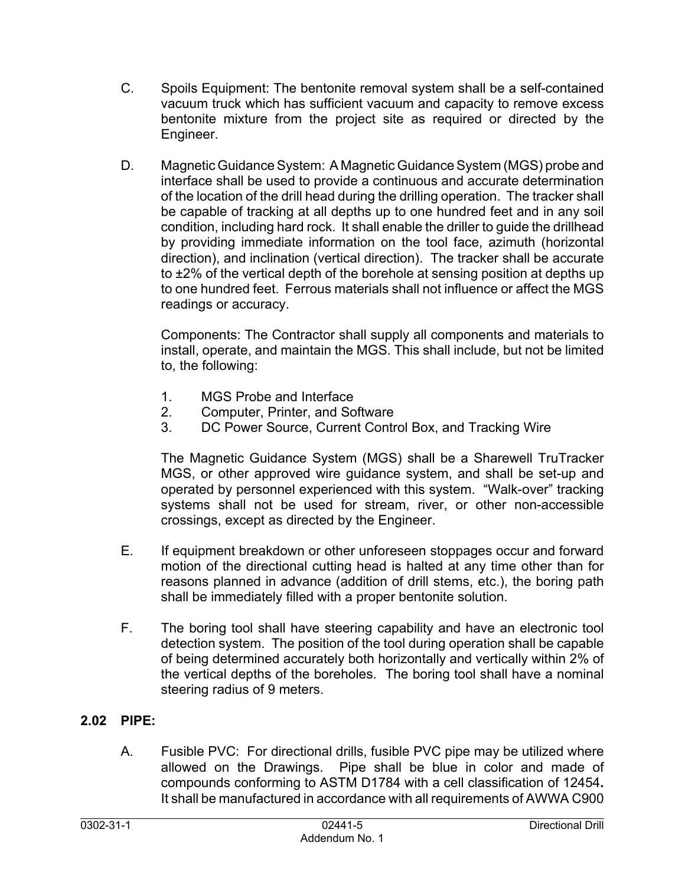C. Spoils Equipment: The bentonite removal system shall be a self-contained vacuum truck which has sufficient vacuum and capacity to remove excess bentonite mixture from the project site as required or directed by the Engineer.

D. Magnetic Guidance System: A Magnetic Guidance System (MGS) probe and interface shall be used to provide a continuous and accurate determination of the location of the drill head during the drilling operation. The tracker shall be capable of tracking at all depths up to one hundred feet and in any soil condition, including hard rock. It shall enable the driller to guide the drillhead by providing immediate information on the tool face, azimuth (horizontal direction), and inclination (vertical direction). The tracker shall be accurate to ±2% of the vertical depth of the borehole at sensing position at depths up to one hundred feet. Ferrous materials shall not influence or affect the MGS readings or accuracy.

   Components: The Contractor shall supply all components and materials to install, operate, and maintain the MGS. This shall include, but not be limited to, the following:

   1. MGS Probe and Interface
   2. Computer, Printer, and Software
   3. DC Power Source, Current Control Box, and Tracking Wire

   The Magnetic Guidance System (MGS) shall be a Sharewell TruTracker MGS, or other approved wire guidance system, and shall be set-up and operated by personnel experienced with this system. "Walk-over" tracking systems shall not be used for stream, river, or other non-accessible crossings, except as directed by the Engineer.

E. If equipment breakdown or other unforeseen stoppages occur and forward motion of the directional cutting head is halted at any time other than for reasons planned in advance (addition of drill stems, etc.), the boring path shall be immediately filled with a proper bentonite solution.

F. The boring tool shall have steering capability and have an electronic tool detection system. The position of the tool during operation shall be capable of being determined accurately both horizontally and vertically within 2% of the vertical depths of the boreholes. The boring tool shall have a nominal steering radius of 9 meters.

## 2.02 PIPE:

A. Fusible PVC: For directional drills, fusible PVC pipe may be utilized where allowed on the Drawings. Pipe shall be blue in color and made of compounds conforming to ASTM D1784 with a cell classification of 12454**.** It shall be manufactured in accordance with all requirements of AWWA C900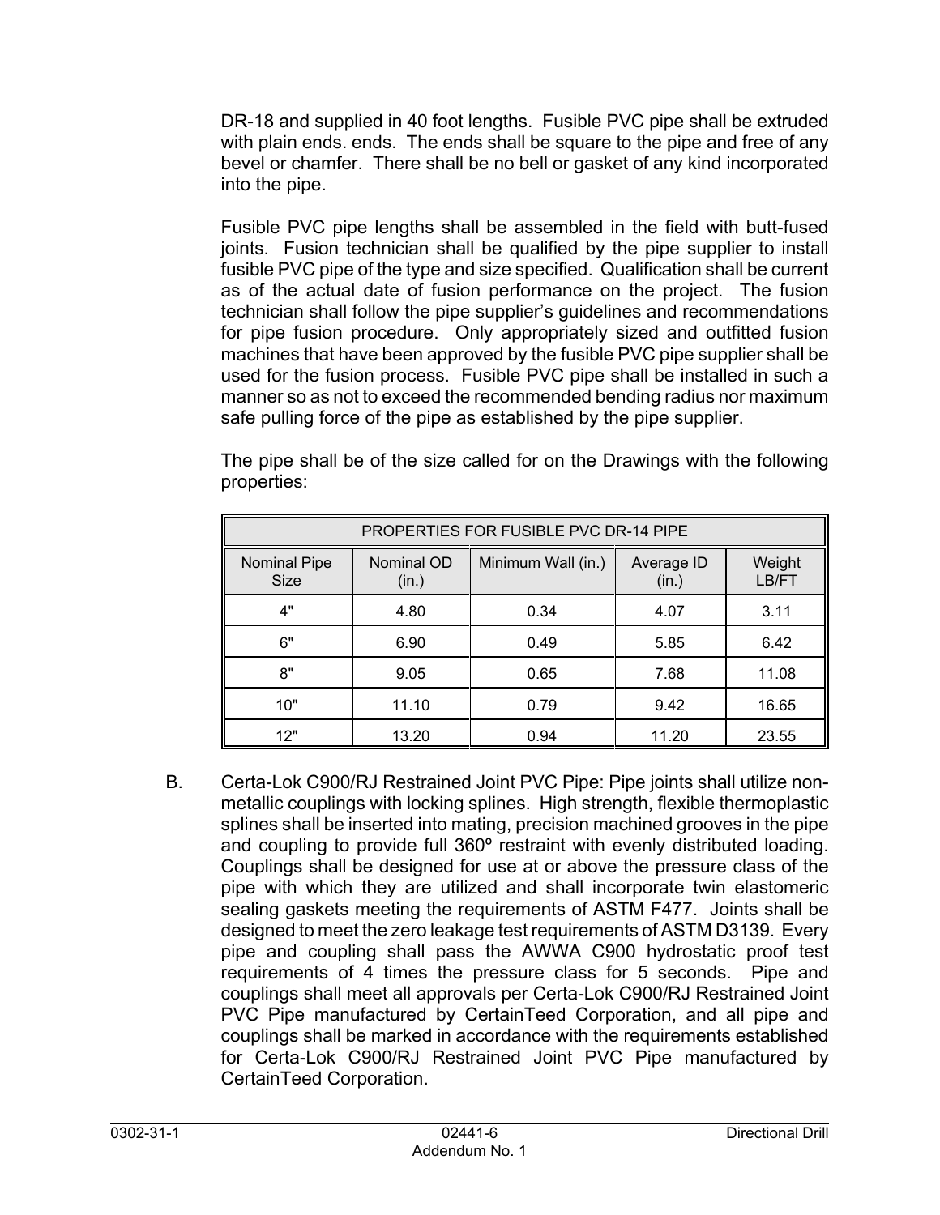DR-18 and supplied in 40 foot lengths. Fusible PVC pipe shall be extruded with plain ends. ends. The ends shall be square to the pipe and free of any bevel or chamfer. There shall be no bell or gasket of any kind incorporated into the pipe.

Fusible PVC pipe lengths shall be assembled in the field with butt-fused joints. Fusion technician shall be qualified by the pipe supplier to install fusible PVC pipe of the type and size specified. Qualification shall be current as of the actual date of fusion performance on the project. The fusion technician shall follow the pipe supplier's guidelines and recommendations for pipe fusion procedure. Only appropriately sized and outfitted fusion machines that have been approved by the fusible PVC pipe supplier shall be used for the fusion process. Fusible PVC pipe shall be installed in such a manner so as not to exceed the recommended bending radius nor maximum safe pulling force of the pipe as established by the pipe supplier.

The pipe shall be of the size called for on the Drawings with the following properties:

| PROPERTIES FOR FUSIBLE PVC DR-14 PIPE | | | | |
|---|---|---|---|---|
| Nominal Pipe Size | Nominal OD (in.) | Minimum Wall (in.) | Average ID (in.) | Weight LB/FT |
| 4" | 4.80 | 0.34 | 4.07 | 3.11 |
| 6" | 6.90 | 0.49 | 5.85 | 6.42 |
| 8" | 9.05 | 0.65 | 7.68 | 11.08 |
| 10" | 11.10 | 0.79 | 9.42 | 16.65 |
| 12" | 13.20 | 0.94 | 11.20 | 23.55 |

B. Certa-Lok C900/RJ Restrained Joint PVC Pipe: Pipe joints shall utilize non-metallic couplings with locking splines. High strength, flexible thermoplastic splines shall be inserted into mating, precision machined grooves in the pipe and coupling to provide full 360º restraint with evenly distributed loading. Couplings shall be designed for use at or above the pressure class of the pipe with which they are utilized and shall incorporate twin elastomeric sealing gaskets meeting the requirements of ASTM F477. Joints shall be designed to meet the zero leakage test requirements of ASTM D3139. Every pipe and coupling shall pass the AWWA C900 hydrostatic proof test requirements of 4 times the pressure class for 5 seconds. Pipe and couplings shall meet all approvals per Certa-Lok C900/RJ Restrained Joint PVC Pipe manufactured by CertainTeed Corporation, and all pipe and couplings shall be marked in accordance with the requirements established for Certa-Lok C900/RJ Restrained Joint PVC Pipe manufactured by CertainTeed Corporation.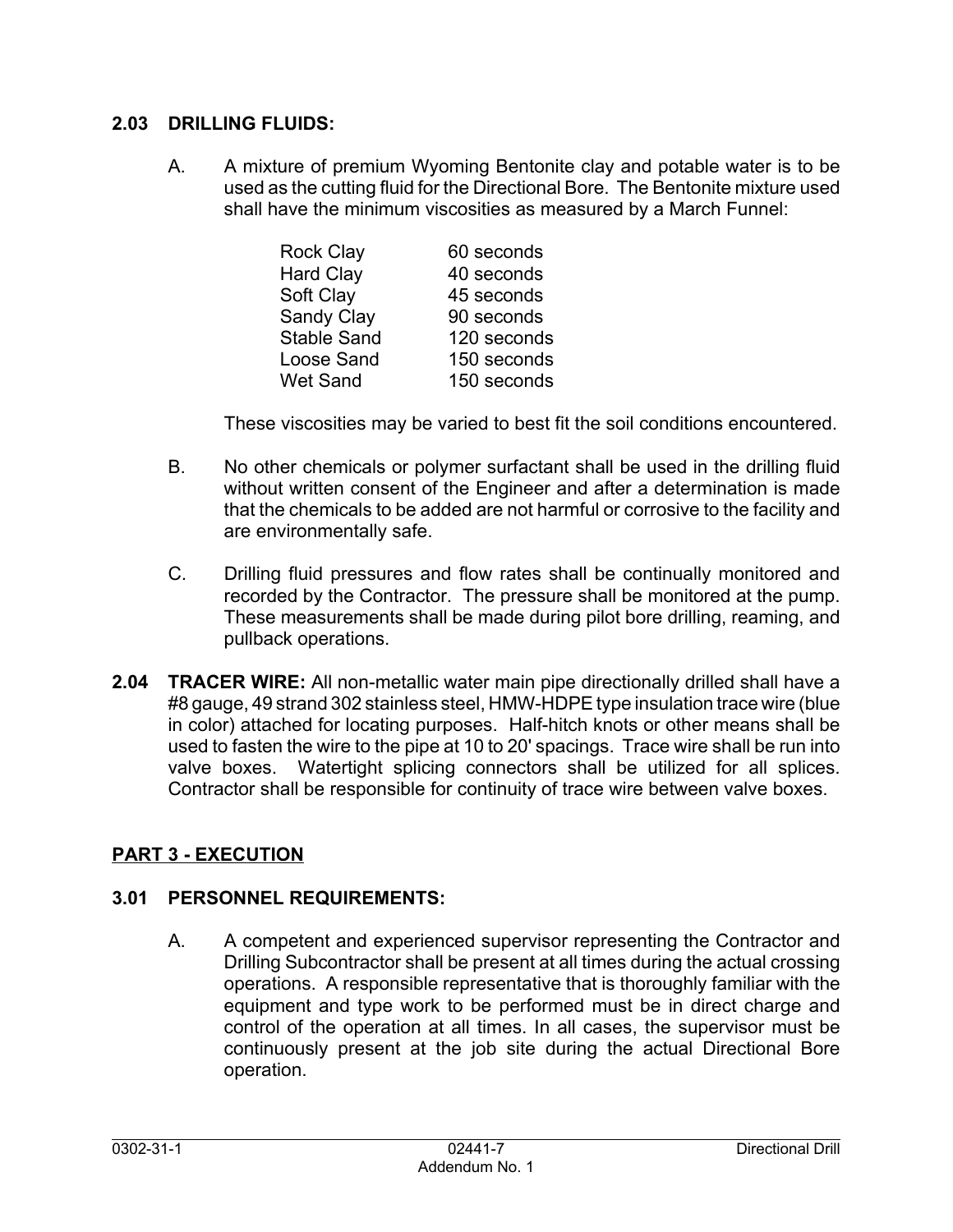### 2.03 DRILLING FLUIDS:

A. A mixture of premium Wyoming Bentonite clay and potable water is to be used as the cutting fluid for the Directional Bore. The Bentonite mixture used shall have the minimum viscosities as measured by a March Funnel:

| | |
|---|---|
| Rock Clay | 60 seconds |
| Hard Clay | 40 seconds |
| Soft Clay | 45 seconds |
| Sandy Clay | 90 seconds |
| Stable Sand | 120 seconds |
| Loose Sand | 150 seconds |
| Wet Sand | 150 seconds |

These viscosities may be varied to best fit the soil conditions encountered.

B. No other chemicals or polymer surfactant shall be used in the drilling fluid without written consent of the Engineer and after a determination is made that the chemicals to be added are not harmful or corrosive to the facility and are environmentally safe.

C. Drilling fluid pressures and flow rates shall be continually monitored and recorded by the Contractor. The pressure shall be monitored at the pump. These measurements shall be made during pilot bore drilling, reaming, and pullback operations.

**2.04 TRACER WIRE:** All non-metallic water main pipe directionally drilled shall have a #8 gauge, 49 strand 302 stainless steel, HMW-HDPE type insulation trace wire (blue in color) attached for locating purposes. Half-hitch knots or other means shall be used to fasten the wire to the pipe at 10 to 20' spacings. Trace wire shall be run into valve boxes. Watertight splicing connectors shall be utilized for all splices. Contractor shall be responsible for continuity of trace wire between valve boxes.

## PART 3 - EXECUTION

### 3.01 PERSONNEL REQUIREMENTS:

A. A competent and experienced supervisor representing the Contractor and Drilling Subcontractor shall be present at all times during the actual crossing operations. A responsible representative that is thoroughly familiar with the equipment and type work to be performed must be in direct charge and control of the operation at all times. In all cases, the supervisor must be continuously present at the job site during the actual Directional Bore operation.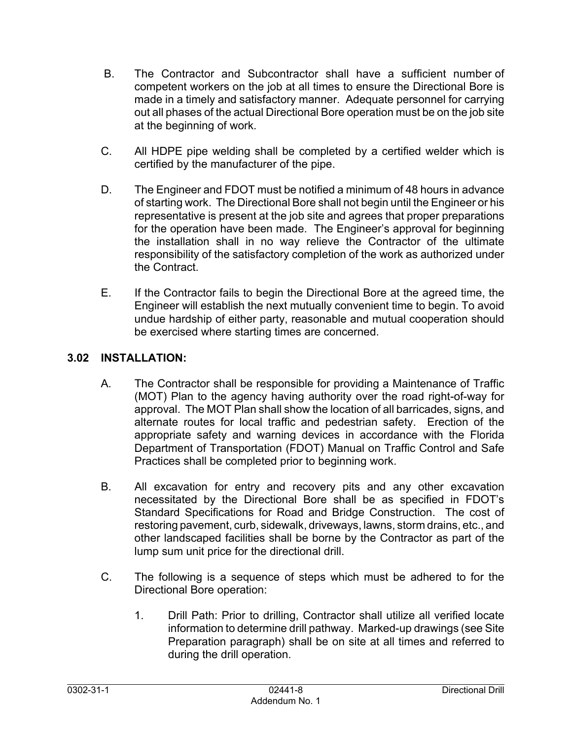B. The Contractor and Subcontractor shall have a sufficient number of competent workers on the job at all times to ensure the Directional Bore is made in a timely and satisfactory manner. Adequate personnel for carrying out all phases of the actual Directional Bore operation must be on the job site at the beginning of work.

C. All HDPE pipe welding shall be completed by a certified welder which is certified by the manufacturer of the pipe.

D. The Engineer and FDOT must be notified a minimum of 48 hours in advance of starting work. The Directional Bore shall not begin until the Engineer or his representative is present at the job site and agrees that proper preparations for the operation have been made. The Engineer's approval for beginning the installation shall in no way relieve the Contractor of the ultimate responsibility of the satisfactory completion of the work as authorized under the Contract.

E. If the Contractor fails to begin the Directional Bore at the agreed time, the Engineer will establish the next mutually convenient time to begin. To avoid undue hardship of either party, reasonable and mutual cooperation should be exercised where starting times are concerned.

## 3.02 INSTALLATION:

A. The Contractor shall be responsible for providing a Maintenance of Traffic (MOT) Plan to the agency having authority over the road right-of-way for approval. The MOT Plan shall show the location of all barricades, signs, and alternate routes for local traffic and pedestrian safety. Erection of the appropriate safety and warning devices in accordance with the Florida Department of Transportation (FDOT) Manual on Traffic Control and Safe Practices shall be completed prior to beginning work.

B. All excavation for entry and recovery pits and any other excavation necessitated by the Directional Bore shall be as specified in FDOT's Standard Specifications for Road and Bridge Construction. The cost of restoring pavement, curb, sidewalk, driveways, lawns, storm drains, etc., and other landscaped facilities shall be borne by the Contractor as part of the lump sum unit price for the directional drill.

C. The following is a sequence of steps which must be adhered to for the Directional Bore operation:

1. Drill Path: Prior to drilling, Contractor shall utilize all verified locate information to determine drill pathway. Marked-up drawings (see Site Preparation paragraph) shall be on site at all times and referred to during the drill operation.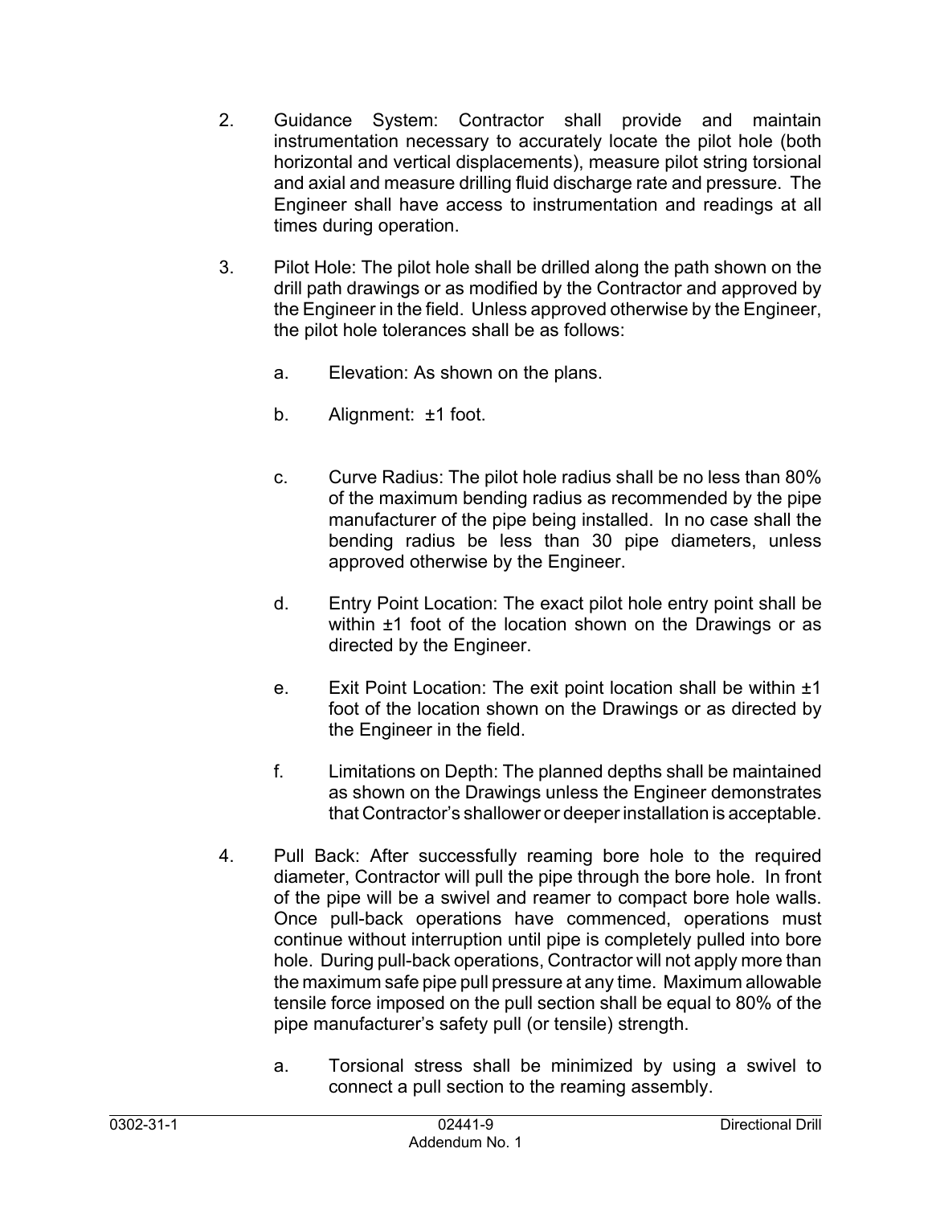2. Guidance System: Contractor shall provide and maintain instrumentation necessary to accurately locate the pilot hole (both horizontal and vertical displacements), measure pilot string torsional and axial and measure drilling fluid discharge rate and pressure. The Engineer shall have access to instrumentation and readings at all times during operation.

3. Pilot Hole: The pilot hole shall be drilled along the path shown on the drill path drawings or as modified by the Contractor and approved by the Engineer in the field. Unless approved otherwise by the Engineer, the pilot hole tolerances shall be as follows:

   a. Elevation: As shown on the plans.

   b. Alignment: ±1 foot.

   c. Curve Radius: The pilot hole radius shall be no less than 80% of the maximum bending radius as recommended by the pipe manufacturer of the pipe being installed. In no case shall the bending radius be less than 30 pipe diameters, unless approved otherwise by the Engineer.

   d. Entry Point Location: The exact pilot hole entry point shall be within ±1 foot of the location shown on the Drawings or as directed by the Engineer.

   e. Exit Point Location: The exit point location shall be within ±1 foot of the location shown on the Drawings or as directed by the Engineer in the field.

   f. Limitations on Depth: The planned depths shall be maintained as shown on the Drawings unless the Engineer demonstrates that Contractor's shallower or deeper installation is acceptable.

4. Pull Back: After successfully reaming bore hole to the required diameter, Contractor will pull the pipe through the bore hole. In front of the pipe will be a swivel and reamer to compact bore hole walls. Once pull-back operations have commenced, operations must continue without interruption until pipe is completely pulled into bore hole. During pull-back operations, Contractor will not apply more than the maximum safe pipe pull pressure at any time. Maximum allowable tensile force imposed on the pull section shall be equal to 80% of the pipe manufacturer's safety pull (or tensile) strength.

   a. Torsional stress shall be minimized by using a swivel to connect a pull section to the reaming assembly.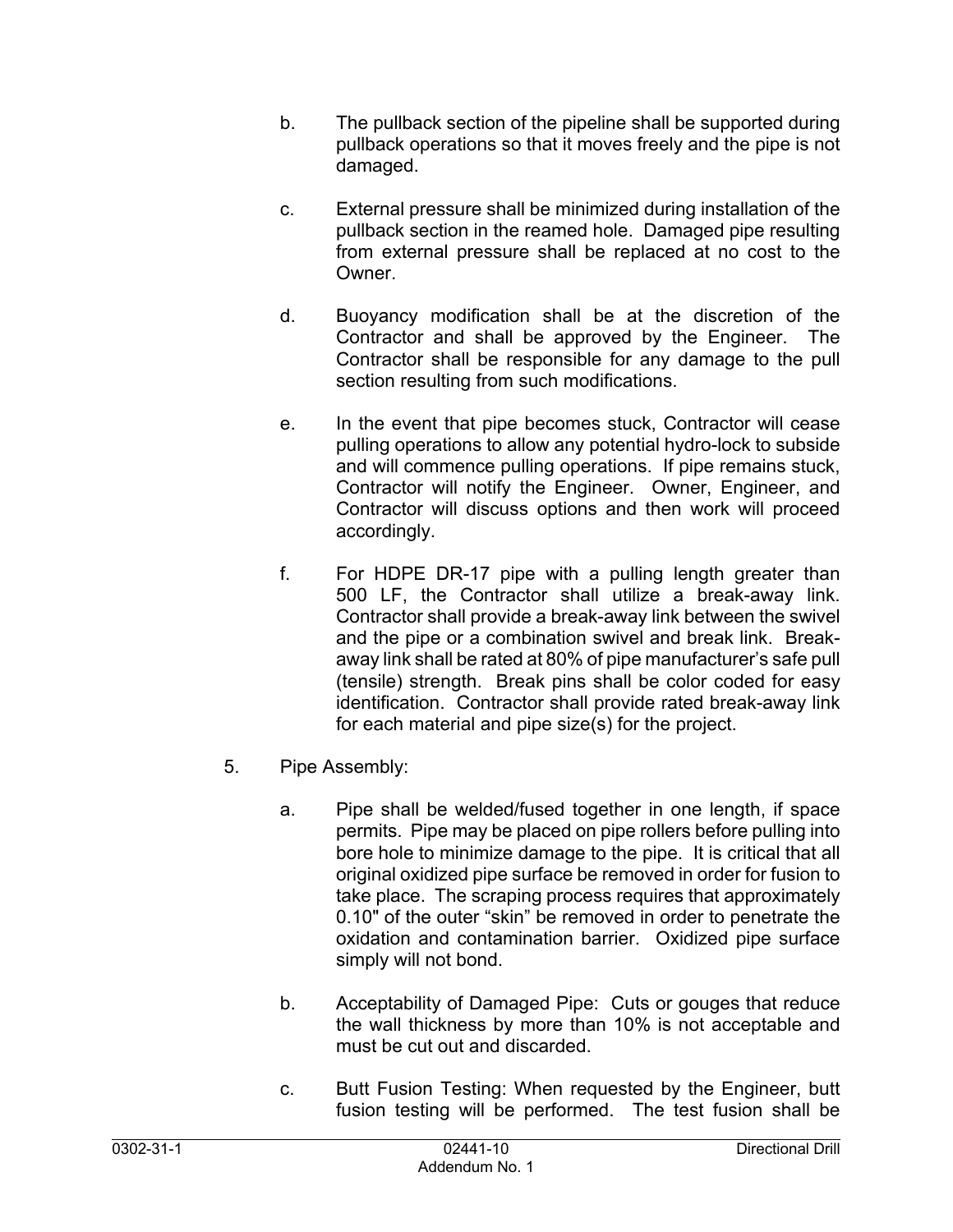b. The pullback section of the pipeline shall be supported during pullback operations so that it moves freely and the pipe is not damaged.

c. External pressure shall be minimized during installation of the pullback section in the reamed hole. Damaged pipe resulting from external pressure shall be replaced at no cost to the Owner.

d. Buoyancy modification shall be at the discretion of the Contractor and shall be approved by the Engineer. The Contractor shall be responsible for any damage to the pull section resulting from such modifications.

e. In the event that pipe becomes stuck, Contractor will cease pulling operations to allow any potential hydro-lock to subside and will commence pulling operations. If pipe remains stuck, Contractor will notify the Engineer. Owner, Engineer, and Contractor will discuss options and then work will proceed accordingly.

f. For HDPE DR-17 pipe with a pulling length greater than 500 LF, the Contractor shall utilize a break-away link. Contractor shall provide a break-away link between the swivel and the pipe or a combination swivel and break link. Break-away link shall be rated at 80% of pipe manufacturer's safe pull (tensile) strength. Break pins shall be color coded for easy identification. Contractor shall provide rated break-away link for each material and pipe size(s) for the project.

5. Pipe Assembly:

a. Pipe shall be welded/fused together in one length, if space permits. Pipe may be placed on pipe rollers before pulling into bore hole to minimize damage to the pipe. It is critical that all original oxidized pipe surface be removed in order for fusion to take place. The scraping process requires that approximately 0.10" of the outer "skin" be removed in order to penetrate the oxidation and contamination barrier. Oxidized pipe surface simply will not bond.

b. Acceptability of Damaged Pipe: Cuts or gouges that reduce the wall thickness by more than 10% is not acceptable and must be cut out and discarded.

c. Butt Fusion Testing: When requested by the Engineer, butt fusion testing will be performed. The test fusion shall be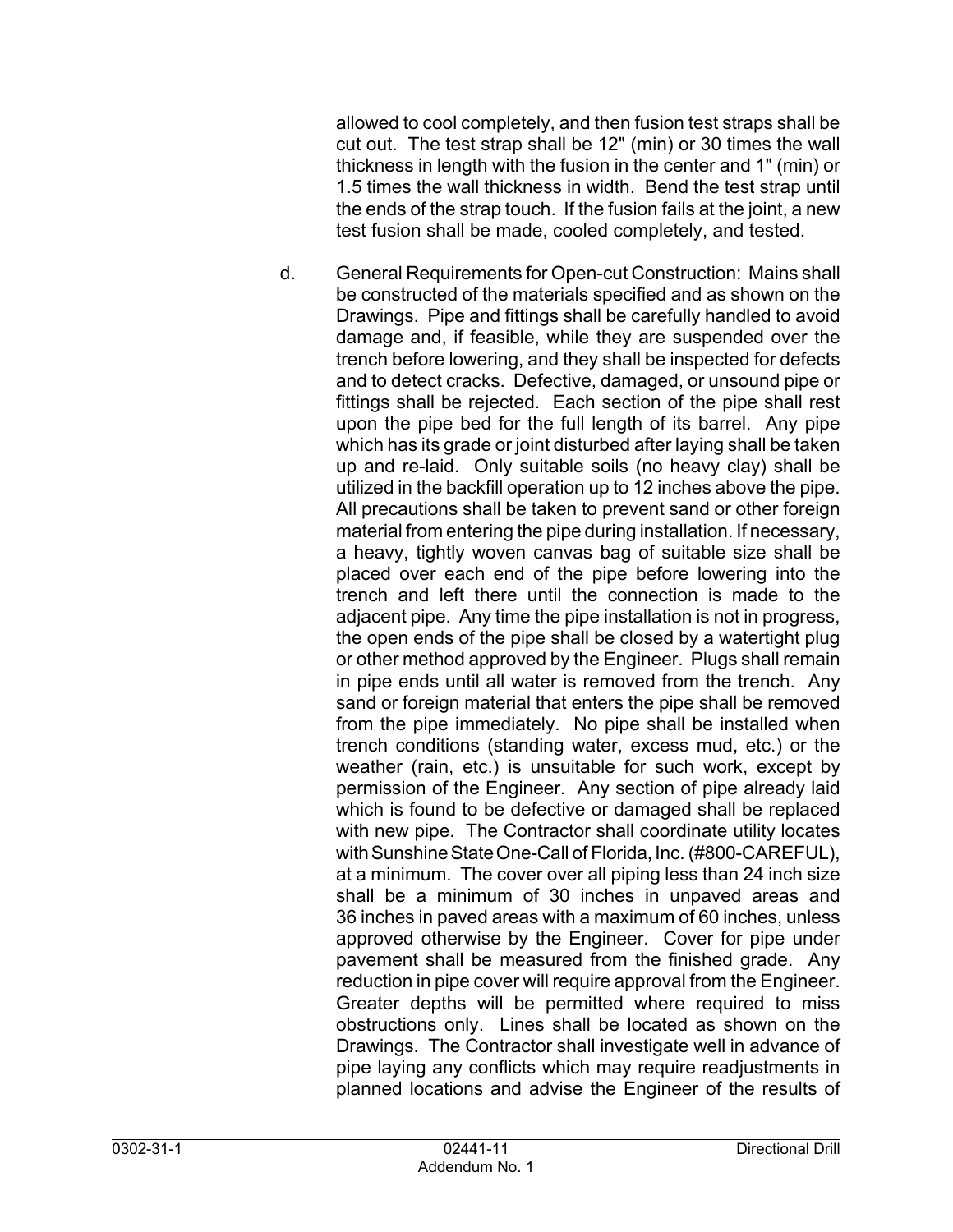allowed to cool completely, and then fusion test straps shall be cut out. The test strap shall be 12" (min) or 30 times the wall thickness in length with the fusion in the center and 1" (min) or 1.5 times the wall thickness in width. Bend the test strap until the ends of the strap touch. If the fusion fails at the joint, a new test fusion shall be made, cooled completely, and tested.

d. General Requirements for Open-cut Construction: Mains shall be constructed of the materials specified and as shown on the Drawings. Pipe and fittings shall be carefully handled to avoid damage and, if feasible, while they are suspended over the trench before lowering, and they shall be inspected for defects and to detect cracks. Defective, damaged, or unsound pipe or fittings shall be rejected. Each section of the pipe shall rest upon the pipe bed for the full length of its barrel. Any pipe which has its grade or joint disturbed after laying shall be taken up and re-laid. Only suitable soils (no heavy clay) shall be utilized in the backfill operation up to 12 inches above the pipe. All precautions shall be taken to prevent sand or other foreign material from entering the pipe during installation. If necessary, a heavy, tightly woven canvas bag of suitable size shall be placed over each end of the pipe before lowering into the trench and left there until the connection is made to the adjacent pipe. Any time the pipe installation is not in progress, the open ends of the pipe shall be closed by a watertight plug or other method approved by the Engineer. Plugs shall remain in pipe ends until all water is removed from the trench. Any sand or foreign material that enters the pipe shall be removed from the pipe immediately. No pipe shall be installed when trench conditions (standing water, excess mud, etc.) or the weather (rain, etc.) is unsuitable for such work, except by permission of the Engineer. Any section of pipe already laid which is found to be defective or damaged shall be replaced with new pipe. The Contractor shall coordinate utility locates with Sunshine State One-Call of Florida, Inc. (#800-CAREFUL), at a minimum. The cover over all piping less than 24 inch size shall be a minimum of 30 inches in unpaved areas and 36 inches in paved areas with a maximum of 60 inches, unless approved otherwise by the Engineer. Cover for pipe under pavement shall be measured from the finished grade. Any reduction in pipe cover will require approval from the Engineer. Greater depths will be permitted where required to miss obstructions only. Lines shall be located as shown on the Drawings. The Contractor shall investigate well in advance of pipe laying any conflicts which may require readjustments in planned locations and advise the Engineer of the results of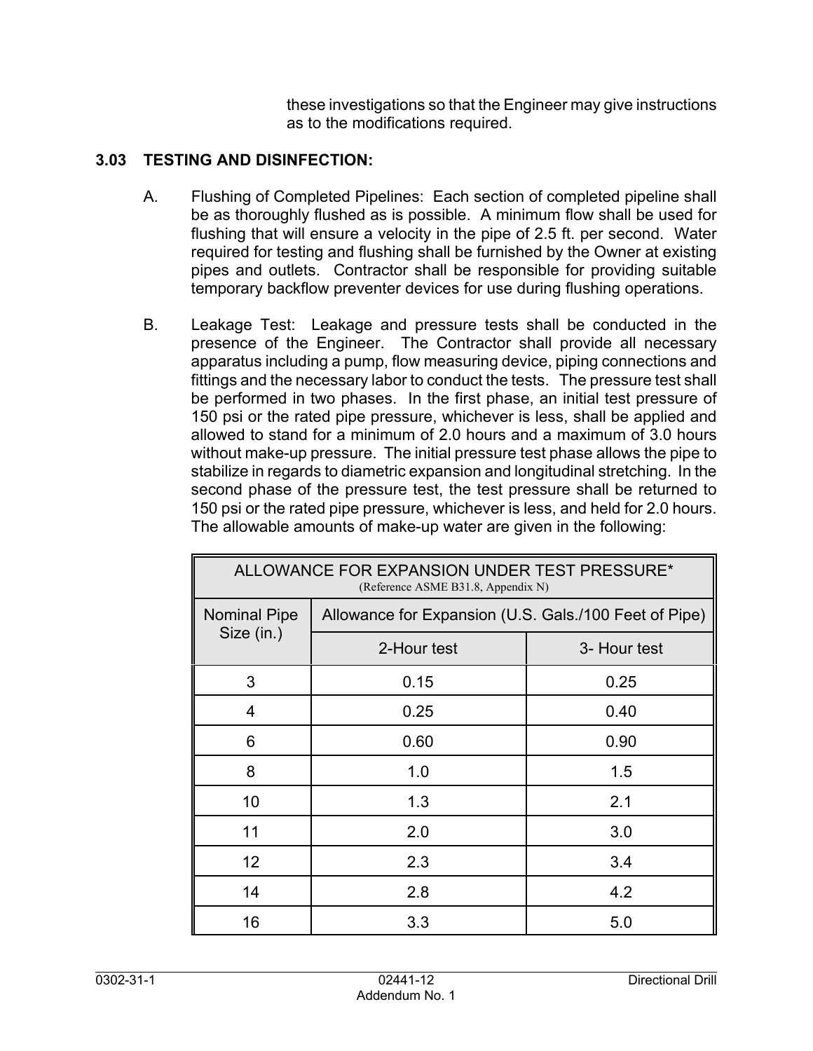these investigations so that the Engineer may give instructions as to the modifications required.

## 3.03 TESTING AND DISINFECTION:

A. Flushing of Completed Pipelines: Each section of completed pipeline shall be as thoroughly flushed as is possible. A minimum flow shall be used for flushing that will ensure a velocity in the pipe of 2.5 ft. per second. Water required for testing and flushing shall be furnished by the Owner at existing pipes and outlets. Contractor shall be responsible for providing suitable temporary backflow preventer devices for use during flushing operations.

B. Leakage Test: Leakage and pressure tests shall be conducted in the presence of the Engineer. The Contractor shall provide all necessary apparatus including a pump, flow measuring device, piping connections and fittings and the necessary labor to conduct the tests. The pressure test shall be performed in two phases. In the first phase, an initial test pressure of 150 psi or the rated pipe pressure, whichever is less, shall be applied and allowed to stand for a minimum of 2.0 hours and a maximum of 3.0 hours without make-up pressure. The initial pressure test phase allows the pipe to stabilize in regards to diametric expansion and longitudinal stretching. In the second phase of the pressure test, the test pressure shall be returned to 150 psi or the rated pipe pressure, whichever is less, and held for 2.0 hours. The allowable amounts of make-up water are given in the following:

| ALLOWANCE FOR EXPANSION UNDER TEST PRESSURE* (Reference ASME B31.8, Appendix N) | | |
|---|---|---|
| Nominal Pipe Size (in.) | Allowance for Expansion (U.S. Gals./100 Feet of Pipe) | |
| | 2-Hour test | 3- Hour test |
| 3 | 0.15 | 0.25 |
| 4 | 0.25 | 0.40 |
| 6 | 0.60 | 0.90 |
| 8 | 1.0 | 1.5 |
| 10 | 1.3 | 2.1 |
| 11 | 2.0 | 3.0 |
| 12 | 2.3 | 3.4 |
| 14 | 2.8 | 4.2 |
| 16 | 3.3 | 5.0 |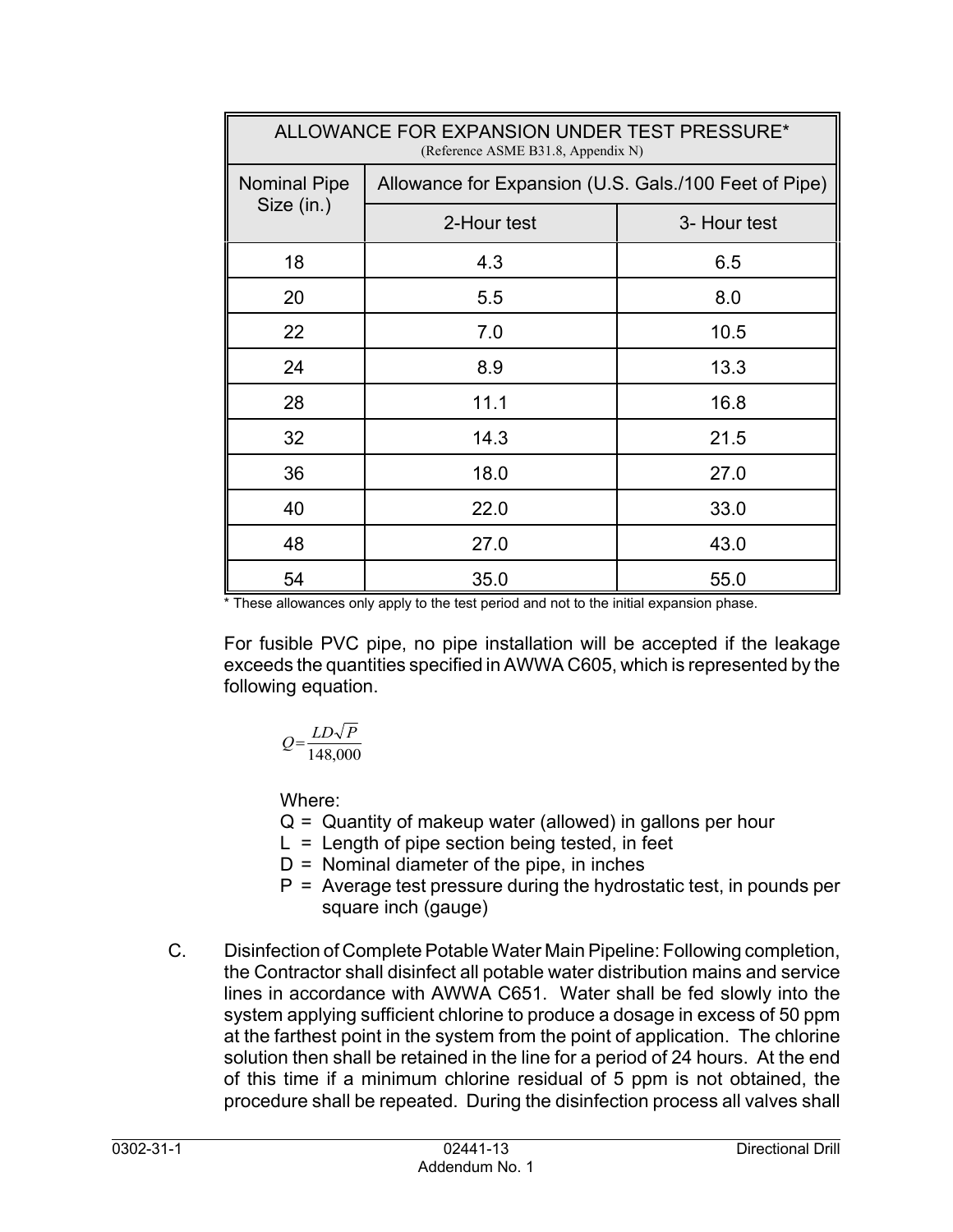| ALLOWANCE FOR EXPANSION UNDER TEST PRESSURE* (Reference ASME B31.8, Appendix N) | | |
|---|---|---|
| Nominal Pipe Size (in.) | Allowance for Expansion (U.S. Gals./100 Feet of Pipe) | |
| | 2-Hour test | 3- Hour test |
| 18 | 4.3 | 6.5 |
| 20 | 5.5 | 8.0 |
| 22 | 7.0 | 10.5 |
| 24 | 8.9 | 13.3 |
| 28 | 11.1 | 16.8 |
| 32 | 14.3 | 21.5 |
| 36 | 18.0 | 27.0 |
| 40 | 22.0 | 33.0 |
| 48 | 27.0 | 43.0 |
| 54 | 35.0 | 55.0 |

* These allowances only apply to the test period and not to the initial expansion phase.

For fusible PVC pipe, no pipe installation will be accepted if the leakage exceeds the quantities specified in AWWA C605, which is represented by the following equation.

$$Q = \frac{LD\sqrt{P}}{148{,}000}$$

Where:

- Q = Quantity of makeup water (allowed) in gallons per hour
- L = Length of pipe section being tested, in feet
- D = Nominal diameter of the pipe, in inches
- P = Average test pressure during the hydrostatic test, in pounds per square inch (gauge)

C. Disinfection of Complete Potable Water Main Pipeline: Following completion, the Contractor shall disinfect all potable water distribution mains and service lines in accordance with AWWA C651. Water shall be fed slowly into the system applying sufficient chlorine to produce a dosage in excess of 50 ppm at the farthest point in the system from the point of application. The chlorine solution then shall be retained in the line for a period of 24 hours. At the end of this time if a minimum chlorine residual of 5 ppm is not obtained, the procedure shall be repeated. During the disinfection process all valves shall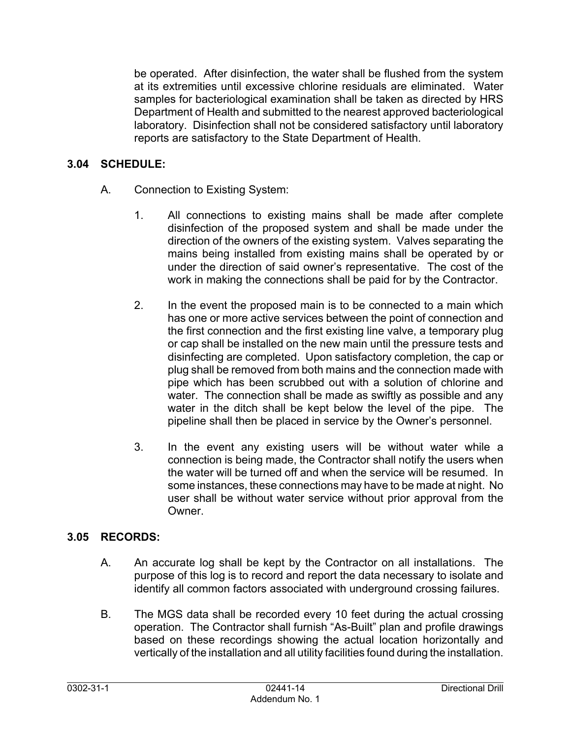be operated. After disinfection, the water shall be flushed from the system at its extremities until excessive chlorine residuals are eliminated. Water samples for bacteriological examination shall be taken as directed by HRS Department of Health and submitted to the nearest approved bacteriological laboratory. Disinfection shall not be considered satisfactory until laboratory reports are satisfactory to the State Department of Health.

## 3.04 SCHEDULE:

A. Connection to Existing System:

1. All connections to existing mains shall be made after complete disinfection of the proposed system and shall be made under the direction of the owners of the existing system. Valves separating the mains being installed from existing mains shall be operated by or under the direction of said owner's representative. The cost of the work in making the connections shall be paid for by the Contractor.

2. In the event the proposed main is to be connected to a main which has one or more active services between the point of connection and the first connection and the first existing line valve, a temporary plug or cap shall be installed on the new main until the pressure tests and disinfecting are completed. Upon satisfactory completion, the cap or plug shall be removed from both mains and the connection made with pipe which has been scrubbed out with a solution of chlorine and water. The connection shall be made as swiftly as possible and any water in the ditch shall be kept below the level of the pipe. The pipeline shall then be placed in service by the Owner's personnel.

3. In the event any existing users will be without water while a connection is being made, the Contractor shall notify the users when the water will be turned off and when the service will be resumed. In some instances, these connections may have to be made at night. No user shall be without water service without prior approval from the Owner.

## 3.05 RECORDS:

A. An accurate log shall be kept by the Contractor on all installations. The purpose of this log is to record and report the data necessary to isolate and identify all common factors associated with underground crossing failures.

B. The MGS data shall be recorded every 10 feet during the actual crossing operation. The Contractor shall furnish "As-Built" plan and profile drawings based on these recordings showing the actual location horizontally and vertically of the installation and all utility facilities found during the installation.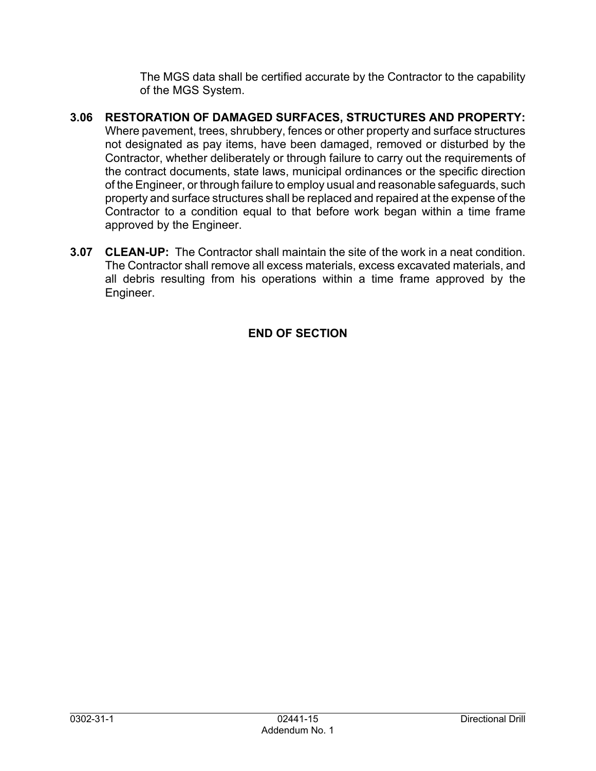The MGS data shall be certified accurate by the Contractor to the capability of the MGS System.

**3.06 RESTORATION OF DAMAGED SURFACES, STRUCTURES AND PROPERTY:** Where pavement, trees, shrubbery, fences or other property and surface structures not designated as pay items, have been damaged, removed or disturbed by the Contractor, whether deliberately or through failure to carry out the requirements of the contract documents, state laws, municipal ordinances or the specific direction of the Engineer, or through failure to employ usual and reasonable safeguards, such property and surface structures shall be replaced and repaired at the expense of the Contractor to a condition equal to that before work began within a time frame approved by the Engineer.

**3.07 CLEAN-UP:** The Contractor shall maintain the site of the work in a neat condition. The Contractor shall remove all excess materials, excess excavated materials, and all debris resulting from his operations within a time frame approved by the Engineer.

**END OF SECTION**